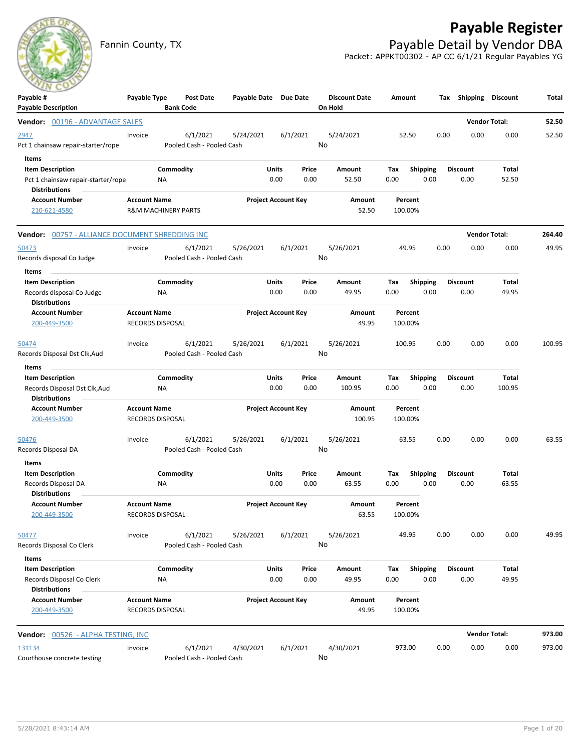# Payable Register

Fannin County, TX

## Payable Detail by Vendor DBA

Packet: APPKT00302 - AP CC 6/1/21 Regular Payables YG

| Payable # / Payable Description | Payable Type | Post Date / Bank Code | Payable Date | Due Date | Discount Date / On Hold | Amount | Tax | Shipping | Discount | Total |
|---|---|---|---|---|---|---|---|---|---|---|

**Vendor: 00196 - ADVANTAGE SALES** — Vendor Total: **52.50**

| Payable # | Payable Type | Post Date | Payable Date | Due Date | Discount Date | Amount | Tax | Shipping | Discount | Total |
|---|---|---|---|---|---|---|---|---|---|---|
| 2947 | Invoice | 6/1/2021 | 5/24/2021 | 6/1/2021 | 5/24/2021 | 52.50 | 0.00 | 0.00 | 0.00 | 52.50 |
| Pct 1 chainsaw repair-starter/rope | | Pooled Cash - Pooled Cash | | | No | | | | | |

Items

| Item Description | Commodity | Units | Price | Amount | Tax | Shipping | Discount | Total |
|---|---|---|---|---|---|---|---|---|
| Pct 1 chainsaw repair-starter/rope | NA | 0.00 | 0.00 | 52.50 | 0.00 | 0.00 | 0.00 | 52.50 |

Distributions

| Account Number | Account Name | Project Account Key | Amount | Percent |
|---|---|---|---|---|
| 210-621-4580 | R&M MACHINERY PARTS | | 52.50 | 100.00% |

**Vendor: 00757 - ALLIANCE DOCUMENT SHREDDING INC** — Vendor Total: **264.40**

| Payable # | Payable Type | Post Date | Payable Date | Due Date | Discount Date | Amount | Tax | Shipping | Discount | Total |
|---|---|---|---|---|---|---|---|---|---|---|
| 50473 | Invoice | 6/1/2021 | 5/26/2021 | 6/1/2021 | 5/26/2021 | 49.95 | 0.00 | 0.00 | 0.00 | 49.95 |
| Records disposal Co Judge | | Pooled Cash - Pooled Cash | | | No | | | | | |

Items

| Item Description | Commodity | Units | Price | Amount | Tax | Shipping | Discount | Total |
|---|---|---|---|---|---|---|---|---|
| Records disposal Co Judge | NA | 0.00 | 0.00 | 49.95 | 0.00 | 0.00 | 0.00 | 49.95 |

Distributions

| Account Number | Account Name | Project Account Key | Amount | Percent |
|---|---|---|---|---|
| 200-449-3500 | RECORDS DISPOSAL | | 49.95 | 100.00% |

| Payable # | Payable Type | Post Date | Payable Date | Due Date | Discount Date | Amount | Tax | Shipping | Discount | Total |
|---|---|---|---|---|---|---|---|---|---|---|
| 50474 | Invoice | 6/1/2021 | 5/26/2021 | 6/1/2021 | 5/26/2021 | 100.95 | 0.00 | 0.00 | 0.00 | 100.95 |
| Records Disposal Dst Clk,Aud | | Pooled Cash - Pooled Cash | | | No | | | | | |

Items

| Item Description | Commodity | Units | Price | Amount | Tax | Shipping | Discount | Total |
|---|---|---|---|---|---|---|---|---|
| Records Disposal Dst Clk,Aud | NA | 0.00 | 0.00 | 100.95 | 0.00 | 0.00 | 0.00 | 100.95 |

Distributions

| Account Number | Account Name | Project Account Key | Amount | Percent |
|---|---|---|---|---|
| 200-449-3500 | RECORDS DISPOSAL | | 100.95 | 100.00% |

| Payable # | Payable Type | Post Date | Payable Date | Due Date | Discount Date | Amount | Tax | Shipping | Discount | Total |
|---|---|---|---|---|---|---|---|---|---|---|
| 50476 | Invoice | 6/1/2021 | 5/26/2021 | 6/1/2021 | 5/26/2021 | 63.55 | 0.00 | 0.00 | 0.00 | 63.55 |
| Records Disposal DA | | Pooled Cash - Pooled Cash | | | No | | | | | |

Items

| Item Description | Commodity | Units | Price | Amount | Tax | Shipping | Discount | Total |
|---|---|---|---|---|---|---|---|---|
| Records Disposal DA | NA | 0.00 | 0.00 | 63.55 | 0.00 | 0.00 | 0.00 | 63.55 |

Distributions

| Account Number | Account Name | Project Account Key | Amount | Percent |
|---|---|---|---|---|
| 200-449-3500 | RECORDS DISPOSAL | | 63.55 | 100.00% |

| Payable # | Payable Type | Post Date | Payable Date | Due Date | Discount Date | Amount | Tax | Shipping | Discount | Total |
|---|---|---|---|---|---|---|---|---|---|---|
| 50477 | Invoice | 6/1/2021 | 5/26/2021 | 6/1/2021 | 5/26/2021 | 49.95 | 0.00 | 0.00 | 0.00 | 49.95 |
| Records Disposal Co Clerk | | Pooled Cash - Pooled Cash | | | No | | | | | |

Items

| Item Description | Commodity | Units | Price | Amount | Tax | Shipping | Discount | Total |
|---|---|---|---|---|---|---|---|---|
| Records Disposal Co Clerk | NA | 0.00 | 0.00 | 49.95 | 0.00 | 0.00 | 0.00 | 49.95 |

Distributions

| Account Number | Account Name | Project Account Key | Amount | Percent |
|---|---|---|---|---|
| 200-449-3500 | RECORDS DISPOSAL | | 49.95 | 100.00% |

**Vendor: 00526 - ALPHA TESTING, INC** — Vendor Total: **973.00**

| Payable # | Payable Type | Post Date | Payable Date | Due Date | Discount Date | Amount | Tax | Shipping | Discount | Total |
|---|---|---|---|---|---|---|---|---|---|---|
| 131134 | Invoice | 6/1/2021 | 4/30/2021 | 6/1/2021 | 4/30/2021 | 973.00 | 0.00 | 0.00 | 0.00 | 973.00 |
| Courthouse concrete testing | | Pooled Cash - Pooled Cash | | | No | | | | | |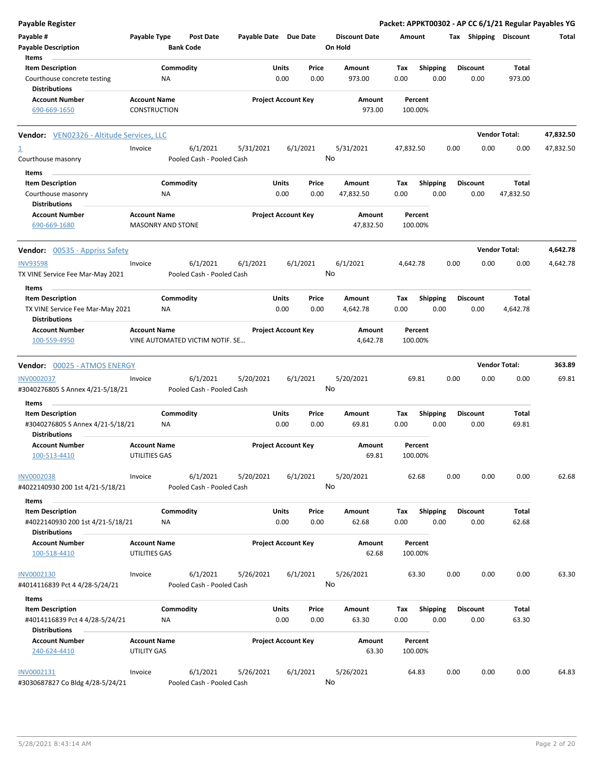**Payable Register** — **Packet: APPKT00302 - AP CC 6/1/21 Regular Payables YG**

| Payable # | Payable Type | Post Date | Payable Date | Due Date | Discount Date | Amount | Tax | Shipping | Discount | Total |
|---|---|---|---|---|---|---|---|---|---|---|
| Payable Description | | Bank Code | | | On Hold | | | | | |

Items

| Item Description | Commodity | Units | Price | Amount | Tax | Shipping | Discount | Total |
|---|---|---|---|---|---|---|---|---|
| Courthouse concrete testing | NA | 0.00 | 0.00 | 973.00 | 0.00 | 0.00 | 0.00 | 973.00 |

Distributions

| Account Number | Account Name | Project Account Key | Amount | Percent |
|---|---|---|---|---|
| 690-669-1650 | CONSTRUCTION | | 973.00 | 100.00% |

**Vendor: VEN02326 - Altitude Services, LLC** — **Vendor Total: 47,832.50**

| Payable # | Payable Type | Post Date | Payable Date | Due Date | Discount Date | Amount | Tax | Shipping | Discount | Total |
|---|---|---|---|---|---|---|---|---|---|---|
| 1 | Invoice | 6/1/2021 | 5/31/2021 | 6/1/2021 | 5/31/2021 | 47,832.50 | 0.00 | 0.00 | 0.00 | 47,832.50 |
| Courthouse masonry | | Pooled Cash - Pooled Cash | | | No | | | | | |

Items

| Item Description | Commodity | Units | Price | Amount | Tax | Shipping | Discount | Total |
|---|---|---|---|---|---|---|---|---|
| Courthouse masonry | NA | 0.00 | 0.00 | 47,832.50 | 0.00 | 0.00 | 0.00 | 47,832.50 |

Distributions

| Account Number | Account Name | Project Account Key | Amount | Percent |
|---|---|---|---|---|
| 690-669-1680 | MASONRY AND STONE | | 47,832.50 | 100.00% |

**Vendor: 00535 - Appriss Safety** — **Vendor Total: 4,642.78**

| Payable # | Payable Type | Post Date | Payable Date | Due Date | Discount Date | Amount | Tax | Shipping | Discount | Total |
|---|---|---|---|---|---|---|---|---|---|---|
| INV93598 | Invoice | 6/1/2021 | 6/1/2021 | 6/1/2021 | 6/1/2021 | 4,642.78 | 0.00 | 0.00 | 0.00 | 4,642.78 |
| TX VINE Service Fee Mar-May 2021 | | Pooled Cash - Pooled Cash | | | No | | | | | |

Items

| Item Description | Commodity | Units | Price | Amount | Tax | Shipping | Discount | Total |
|---|---|---|---|---|---|---|---|---|
| TX VINE Service Fee Mar-May 2021 | NA | 0.00 | 0.00 | 4,642.78 | 0.00 | 0.00 | 0.00 | 4,642.78 |

Distributions

| Account Number | Account Name | Project Account Key | Amount | Percent |
|---|---|---|---|---|
| 100-559-4950 | VINE AUTOMATED VICTIM NOTIF. SE… | | 4,642.78 | 100.00% |

**Vendor: 00025 - ATMOS ENERGY** — **Vendor Total: 363.89**

| Payable # | Payable Type | Post Date | Payable Date | Due Date | Discount Date | Amount | Tax | Shipping | Discount | Total |
|---|---|---|---|---|---|---|---|---|---|---|
| INV0002037 | Invoice | 6/1/2021 | 5/20/2021 | 6/1/2021 | 5/20/2021 | 69.81 | 0.00 | 0.00 | 0.00 | 69.81 |
| #3040276805 S Annex 4/21-5/18/21 | | Pooled Cash - Pooled Cash | | | No | | | | | |

Items

| Item Description | Commodity | Units | Price | Amount | Tax | Shipping | Discount | Total |
|---|---|---|---|---|---|---|---|---|
| #3040276805 S Annex 4/21-5/18/21 | NA | 0.00 | 0.00 | 69.81 | 0.00 | 0.00 | 0.00 | 69.81 |

Distributions

| Account Number | Account Name | Project Account Key | Amount | Percent |
|---|---|---|---|---|
| 100-513-4410 | UTILITIES GAS | | 69.81 | 100.00% |

| Payable # | Payable Type | Post Date | Payable Date | Due Date | Discount Date | Amount | Tax | Shipping | Discount | Total |
|---|---|---|---|---|---|---|---|---|---|---|
| INV0002038 | Invoice | 6/1/2021 | 5/20/2021 | 6/1/2021 | 5/20/2021 | 62.68 | 0.00 | 0.00 | 0.00 | 62.68 |
| #4022140930 200 1st 4/21-5/18/21 | | Pooled Cash - Pooled Cash | | | No | | | | | |

Items

| Item Description | Commodity | Units | Price | Amount | Tax | Shipping | Discount | Total |
|---|---|---|---|---|---|---|---|---|
| #4022140930 200 1st 4/21-5/18/21 | NA | 0.00 | 0.00 | 62.68 | 0.00 | 0.00 | 0.00 | 62.68 |

Distributions

| Account Number | Account Name | Project Account Key | Amount | Percent |
|---|---|---|---|---|
| 100-518-4410 | UTILITIES GAS | | 62.68 | 100.00% |

| Payable # | Payable Type | Post Date | Payable Date | Due Date | Discount Date | Amount | Tax | Shipping | Discount | Total |
|---|---|---|---|---|---|---|---|---|---|---|
| INV0002130 | Invoice | 6/1/2021 | 5/26/2021 | 6/1/2021 | 5/26/2021 | 63.30 | 0.00 | 0.00 | 0.00 | 63.30 |
| #4014116839 Pct 4 4/28-5/24/21 | | Pooled Cash - Pooled Cash | | | No | | | | | |

Items

| Item Description | Commodity | Units | Price | Amount | Tax | Shipping | Discount | Total |
|---|---|---|---|---|---|---|---|---|
| #4014116839 Pct 4 4/28-5/24/21 | NA | 0.00 | 0.00 | 63.30 | 0.00 | 0.00 | 0.00 | 63.30 |

Distributions

| Account Number | Account Name | Project Account Key | Amount | Percent |
|---|---|---|---|---|
| 240-624-4410 | UTILITY GAS | | 63.30 | 100.00% |

| Payable # | Payable Type | Post Date | Payable Date | Due Date | Discount Date | Amount | Tax | Shipping | Discount | Total |
|---|---|---|---|---|---|---|---|---|---|---|
| INV0002131 | Invoice | 6/1/2021 | 5/26/2021 | 6/1/2021 | 5/26/2021 | 64.83 | 0.00 | 0.00 | 0.00 | 64.83 |
| #3030687827 Co Bldg 4/28-5/24/21 | | Pooled Cash - Pooled Cash | | | No | | | | | |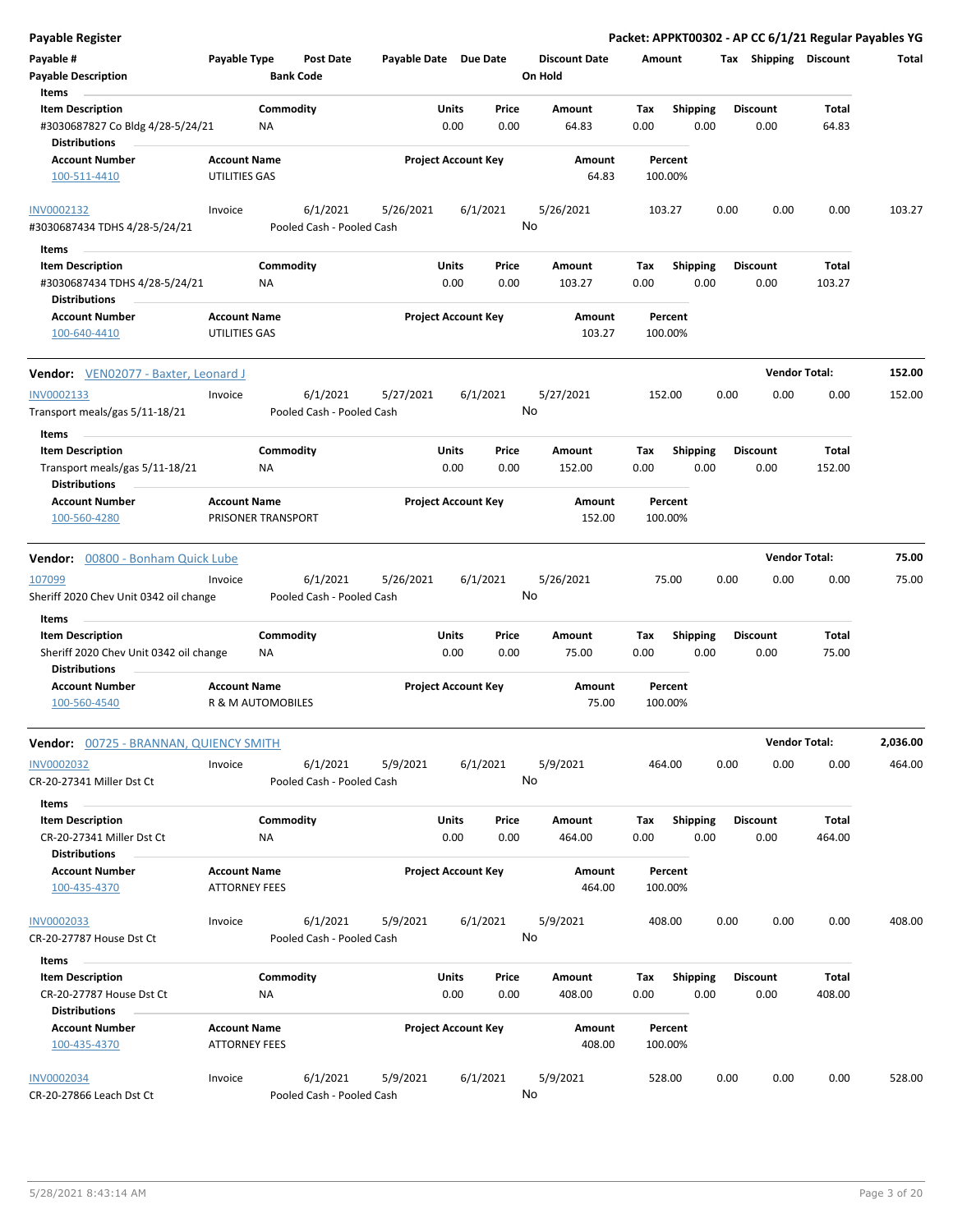## Payable Register

**Packet: APPKT00302 - AP CC 6/1/21 Regular Payables YG**

| Payable # | Payable Type | Post Date | Payable Date | Due Date | Discount Date | Amount | Tax | Shipping | Discount | Total |
|---|---|---|---|---|---|---|---|---|---|---|
| Payable Description | | Bank Code | | | On Hold | | | | | |

**Items**

| Item Description | Commodity | Units | Price | Amount | Tax | Shipping | Discount | Total |
|---|---|---|---|---|---|---|---|---|
| #3030687827 Co Bldg 4/28-5/24/21 | NA | 0.00 | 0.00 | 64.83 | 0.00 | 0.00 | 0.00 | 64.83 |

**Distributions**

| Account Number | Account Name | Project Account Key | Amount | Percent |
|---|---|---|---|---|
| 100-511-4410 | UTILITIES GAS | | 64.83 | 100.00% |

| Payable # | Payable Type | Post Date | Payable Date | Due Date | Discount Date | Amount | Tax | Shipping | Discount | Total |
|---|---|---|---|---|---|---|---|---|---|---|
| INV0002132 | Invoice | 6/1/2021 | 5/26/2021 | 6/1/2021 | 5/26/2021 | 103.27 | 0.00 | 0.00 | 0.00 | 103.27 |
| #3030687434 TDHS 4/28-5/24/21 | | Pooled Cash - Pooled Cash | | | No | | | | | |

**Items**

| Item Description | Commodity | Units | Price | Amount | Tax | Shipping | Discount | Total |
|---|---|---|---|---|---|---|---|---|
| #3030687434 TDHS 4/28-5/24/21 | NA | 0.00 | 0.00 | 103.27 | 0.00 | 0.00 | 0.00 | 103.27 |

**Distributions**

| Account Number | Account Name | Project Account Key | Amount | Percent |
|---|---|---|---|---|
| 100-640-4410 | UTILITIES GAS | | 103.27 | 100.00% |

**Vendor:** VEN02077 - Baxter, Leonard J — **Vendor Total: 152.00**

| Payable # | Payable Type | Post Date | Payable Date | Due Date | Discount Date | Amount | Tax | Shipping | Discount | Total |
|---|---|---|---|---|---|---|---|---|---|---|
| INV0002133 | Invoice | 6/1/2021 | 5/27/2021 | 6/1/2021 | 5/27/2021 | 152.00 | 0.00 | 0.00 | 0.00 | 152.00 |
| Transport meals/gas 5/11-18/21 | | Pooled Cash - Pooled Cash | | | No | | | | | |

**Items**

| Item Description | Commodity | Units | Price | Amount | Tax | Shipping | Discount | Total |
|---|---|---|---|---|---|---|---|---|
| Transport meals/gas 5/11-18/21 | NA | 0.00 | 0.00 | 152.00 | 0.00 | 0.00 | 0.00 | 152.00 |

**Distributions**

| Account Number | Account Name | Project Account Key | Amount | Percent |
|---|---|---|---|---|
| 100-560-4280 | PRISONER TRANSPORT | | 152.00 | 100.00% |

**Vendor:** 00800 - Bonham Quick Lube — **Vendor Total: 75.00**

| Payable # | Payable Type | Post Date | Payable Date | Due Date | Discount Date | Amount | Tax | Shipping | Discount | Total |
|---|---|---|---|---|---|---|---|---|---|---|
| 107099 | Invoice | 6/1/2021 | 5/26/2021 | 6/1/2021 | 5/26/2021 | 75.00 | 0.00 | 0.00 | 0.00 | 75.00 |
| Sheriff 2020 Chev Unit 0342 oil change | | Pooled Cash - Pooled Cash | | | No | | | | | |

**Items**

| Item Description | Commodity | Units | Price | Amount | Tax | Shipping | Discount | Total |
|---|---|---|---|---|---|---|---|---|
| Sheriff 2020 Chev Unit 0342 oil change | NA | 0.00 | 0.00 | 75.00 | 0.00 | 0.00 | 0.00 | 75.00 |

**Distributions**

| Account Number | Account Name | Project Account Key | Amount | Percent |
|---|---|---|---|---|
| 100-560-4540 | R & M AUTOMOBILES | | 75.00 | 100.00% |

**Vendor:** 00725 - BRANNAN, QUIENCY SMITH — **Vendor Total: 2,036.00**

| Payable # | Payable Type | Post Date | Payable Date | Due Date | Discount Date | Amount | Tax | Shipping | Discount | Total |
|---|---|---|---|---|---|---|---|---|---|---|
| INV0002032 | Invoice | 6/1/2021 | 5/9/2021 | 6/1/2021 | 5/9/2021 | 464.00 | 0.00 | 0.00 | 0.00 | 464.00 |
| CR-20-27341 Miller Dst Ct | | Pooled Cash - Pooled Cash | | | No | | | | | |

**Items**

| Item Description | Commodity | Units | Price | Amount | Tax | Shipping | Discount | Total |
|---|---|---|---|---|---|---|---|---|
| CR-20-27341 Miller Dst Ct | NA | 0.00 | 0.00 | 464.00 | 0.00 | 0.00 | 0.00 | 464.00 |

**Distributions**

| Account Number | Account Name | Project Account Key | Amount | Percent |
|---|---|---|---|---|
| 100-435-4370 | ATTORNEY FEES | | 464.00 | 100.00% |

| Payable # | Payable Type | Post Date | Payable Date | Due Date | Discount Date | Amount | Tax | Shipping | Discount | Total |
|---|---|---|---|---|---|---|---|---|---|---|
| INV0002033 | Invoice | 6/1/2021 | 5/9/2021 | 6/1/2021 | 5/9/2021 | 408.00 | 0.00 | 0.00 | 0.00 | 408.00 |
| CR-20-27787 House Dst Ct | | Pooled Cash - Pooled Cash | | | No | | | | | |

**Items**

| Item Description | Commodity | Units | Price | Amount | Tax | Shipping | Discount | Total |
|---|---|---|---|---|---|---|---|---|
| CR-20-27787 House Dst Ct | NA | 0.00 | 0.00 | 408.00 | 0.00 | 0.00 | 0.00 | 408.00 |

**Distributions**

| Account Number | Account Name | Project Account Key | Amount | Percent |
|---|---|---|---|---|
| 100-435-4370 | ATTORNEY FEES | | 408.00 | 100.00% |

| Payable # | Payable Type | Post Date | Payable Date | Due Date | Discount Date | Amount | Tax | Shipping | Discount | Total |
|---|---|---|---|---|---|---|---|---|---|---|
| INV0002034 | Invoice | 6/1/2021 | 5/9/2021 | 6/1/2021 | 5/9/2021 | 528.00 | 0.00 | 0.00 | 0.00 | 528.00 |
| CR-20-27866 Leach Dst Ct | | Pooled Cash - Pooled Cash | | | No | | | | | |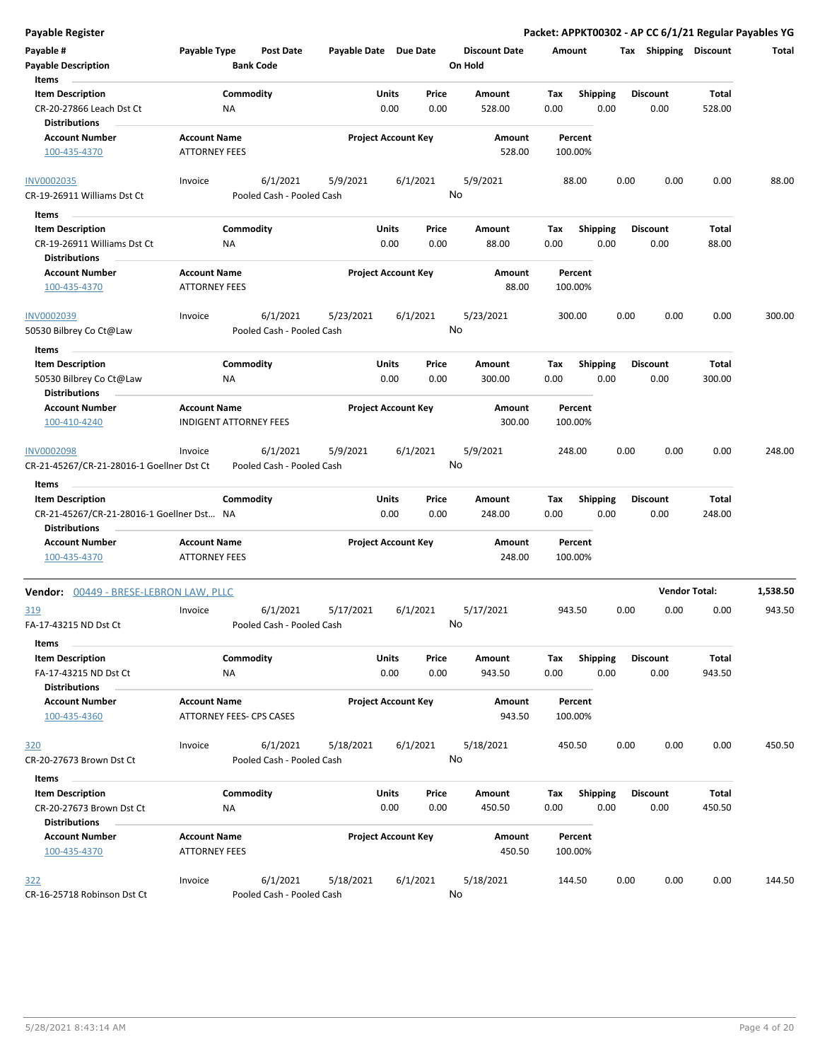**Payable Register**

**Packet: APPKT00302 - AP CC 6/1/21 Regular Payables YG**

| Payable # | Payable Type | Post Date | Payable Date | Due Date | Discount Date | Amount | Tax | Shipping | Discount | Total |
|---|---|---|---|---|---|---|---|---|---|---|
| **Payable Description** | | **Bank Code** | | | **On Hold** | | | | | |

**Items**

| Item Description | Commodity | Units | Price | Amount | Tax | Shipping | Discount | Total |
|---|---|---|---|---|---|---|---|---|
| CR-20-27866 Leach Dst Ct | NA | 0.00 | 0.00 | 528.00 | 0.00 | 0.00 | 0.00 | 528.00 |

**Distributions**

| Account Number | Account Name | Project Account Key | Amount | Percent |
|---|---|---|---|---|
| 100-435-4370 | ATTORNEY FEES | | 528.00 | 100.00% |

| Payable # | Payable Type | Post Date | Payable Date | Due Date | Discount Date | Amount | Tax | Shipping | Discount | Total |
|---|---|---|---|---|---|---|---|---|---|---|
| INV0002035 | Invoice | 6/1/2021 | 5/9/2021 | 6/1/2021 | 5/9/2021 | 88.00 | 0.00 | 0.00 | 0.00 | 88.00 |
| CR-19-26911 Williams Dst Ct | | Pooled Cash - Pooled Cash | | | No | | | | | |

**Items**

| Item Description | Commodity | Units | Price | Amount | Tax | Shipping | Discount | Total |
|---|---|---|---|---|---|---|---|---|
| CR-19-26911 Williams Dst Ct | NA | 0.00 | 0.00 | 88.00 | 0.00 | 0.00 | 0.00 | 88.00 |

**Distributions**

| Account Number | Account Name | Project Account Key | Amount | Percent |
|---|---|---|---|---|
| 100-435-4370 | ATTORNEY FEES | | 88.00 | 100.00% |

| Payable # | Payable Type | Post Date | Payable Date | Due Date | Discount Date | Amount | Tax | Shipping | Discount | Total |
|---|---|---|---|---|---|---|---|---|---|---|
| INV0002039 | Invoice | 6/1/2021 | 5/23/2021 | 6/1/2021 | 5/23/2021 | 300.00 | 0.00 | 0.00 | 0.00 | 300.00 |
| 50530 Bilbrey Co Ct@Law | | Pooled Cash - Pooled Cash | | | No | | | | | |

**Items**

| Item Description | Commodity | Units | Price | Amount | Tax | Shipping | Discount | Total |
|---|---|---|---|---|---|---|---|---|
| 50530 Bilbrey Co Ct@Law | NA | 0.00 | 0.00 | 300.00 | 0.00 | 0.00 | 0.00 | 300.00 |

**Distributions**

| Account Number | Account Name | Project Account Key | Amount | Percent |
|---|---|---|---|---|
| 100-410-4240 | INDIGENT ATTORNEY FEES | | 300.00 | 100.00% |

| Payable # | Payable Type | Post Date | Payable Date | Due Date | Discount Date | Amount | Tax | Shipping | Discount | Total |
|---|---|---|---|---|---|---|---|---|---|---|
| INV0002098 | Invoice | 6/1/2021 | 5/9/2021 | 6/1/2021 | 5/9/2021 | 248.00 | 0.00 | 0.00 | 0.00 | 248.00 |
| CR-21-45267/CR-21-28016-1 Goellner Dst Ct | | Pooled Cash - Pooled Cash | | | No | | | | | |

**Items**

| Item Description | Commodity | Units | Price | Amount | Tax | Shipping | Discount | Total |
|---|---|---|---|---|---|---|---|---|
| CR-21-45267/CR-21-28016-1 Goellner Dst... | NA | 0.00 | 0.00 | 248.00 | 0.00 | 0.00 | 0.00 | 248.00 |

**Distributions**

| Account Number | Account Name | Project Account Key | Amount | Percent |
|---|---|---|---|---|
| 100-435-4370 | ATTORNEY FEES | | 248.00 | 100.00% |

**Vendor:** 00449 - BRESE-LEBRON LAW, PLLC — **Vendor Total:** 1,538.50

| Payable # | Payable Type | Post Date | Payable Date | Due Date | Discount Date | Amount | Tax | Shipping | Discount | Total |
|---|---|---|---|---|---|---|---|---|---|---|
| 319 | Invoice | 6/1/2021 | 5/17/2021 | 6/1/2021 | 5/17/2021 | 943.50 | 0.00 | 0.00 | 0.00 | 943.50 |
| FA-17-43215 ND Dst Ct | | Pooled Cash - Pooled Cash | | | No | | | | | |

**Items**

| Item Description | Commodity | Units | Price | Amount | Tax | Shipping | Discount | Total |
|---|---|---|---|---|---|---|---|---|
| FA-17-43215 ND Dst Ct | NA | 0.00 | 0.00 | 943.50 | 0.00 | 0.00 | 0.00 | 943.50 |

**Distributions**

| Account Number | Account Name | Project Account Key | Amount | Percent |
|---|---|---|---|---|
| 100-435-4360 | ATTORNEY FEES- CPS CASES | | 943.50 | 100.00% |

| Payable # | Payable Type | Post Date | Payable Date | Due Date | Discount Date | Amount | Tax | Shipping | Discount | Total |
|---|---|---|---|---|---|---|---|---|---|---|
| 320 | Invoice | 6/1/2021 | 5/18/2021 | 6/1/2021 | 5/18/2021 | 450.50 | 0.00 | 0.00 | 0.00 | 450.50 |
| CR-20-27673 Brown Dst Ct | | Pooled Cash - Pooled Cash | | | No | | | | | |

**Items**

| Item Description | Commodity | Units | Price | Amount | Tax | Shipping | Discount | Total |
|---|---|---|---|---|---|---|---|---|
| CR-20-27673 Brown Dst Ct | NA | 0.00 | 0.00 | 450.50 | 0.00 | 0.00 | 0.00 | 450.50 |

**Distributions**

| Account Number | Account Name | Project Account Key | Amount | Percent |
|---|---|---|---|---|
| 100-435-4370 | ATTORNEY FEES | | 450.50 | 100.00% |

| Payable # | Payable Type | Post Date | Payable Date | Due Date | Discount Date | Amount | Tax | Shipping | Discount | Total |
|---|---|---|---|---|---|---|---|---|---|---|
| 322 | Invoice | 6/1/2021 | 5/18/2021 | 6/1/2021 | 5/18/2021 | 144.50 | 0.00 | 0.00 | 0.00 | 144.50 |
| CR-16-25718 Robinson Dst Ct | | Pooled Cash - Pooled Cash | | | No | | | | | |

5/28/2021 8:43:14 AM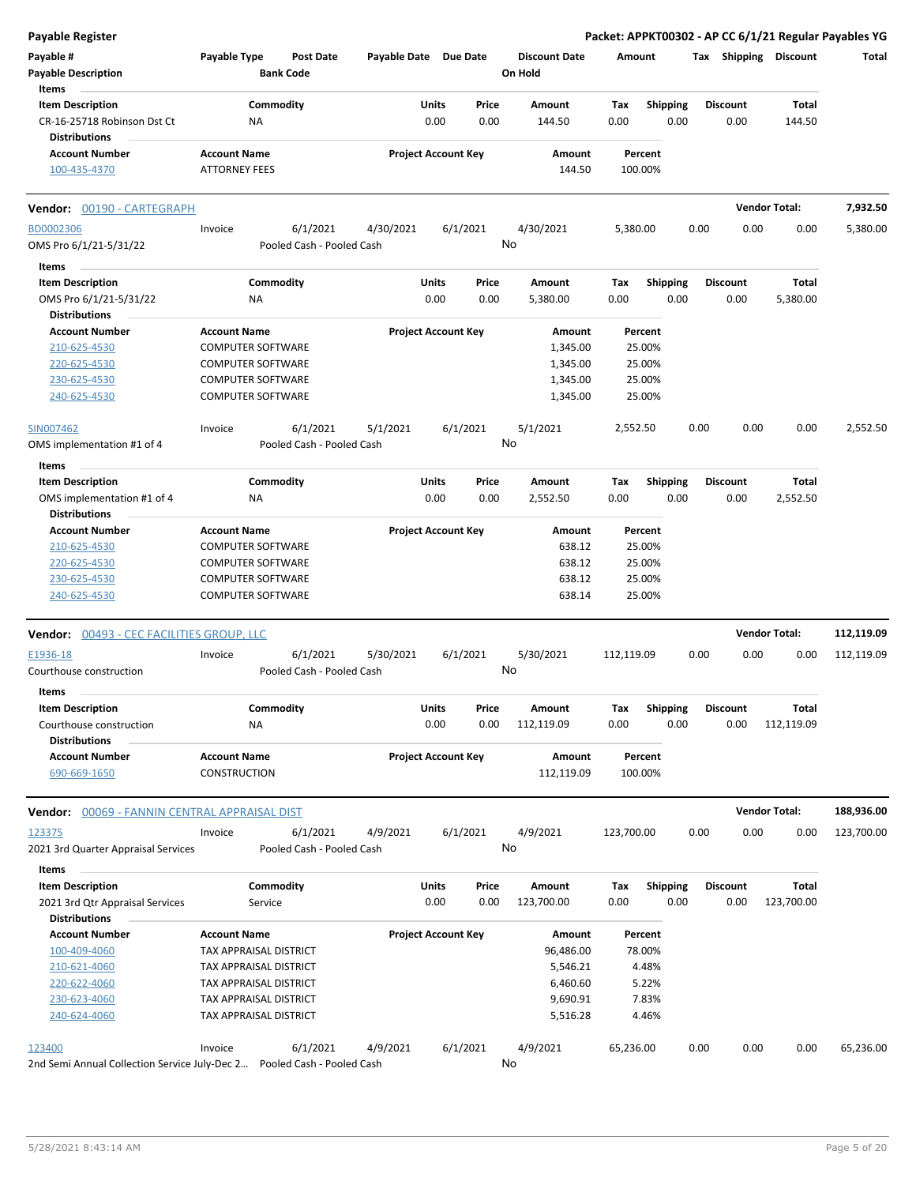**Payable Register** — Packet: APPKT00302 - AP CC 6/1/21 Regular Payables YG

| Payable # | Payable Type | Post Date | Payable Date | Due Date | Discount Date | Amount | Tax | Shipping | Discount | Total |
|---|---|---|---|---|---|---|---|---|---|---|
| Payable Description | | Bank Code | | | On Hold | | | | | |

**Items**

| Item Description | Commodity | Units | Price | Amount | Tax | Shipping | Discount | Total |
|---|---|---|---|---|---|---|---|---|
| CR-16-25718 Robinson Dst Ct | NA | 0.00 | 0.00 | 144.50 | 0.00 | 0.00 | 0.00 | 144.50 |

**Distributions**

| Account Number | Account Name | Project Account Key | Amount | Percent |
|---|---|---|---|---|
| 100-435-4370 | ATTORNEY FEES | | 144.50 | 100.00% |

---

**Vendor: 00190 - CARTEGRAPH** — Vendor Total: 7,932.50

| Payable # | Payable Type | Post Date | Payable Date | Due Date | Discount Date | Amount | Tax | Shipping | Discount | Total |
|---|---|---|---|---|---|---|---|---|---|---|
| BD0002306 | Invoice | 6/1/2021 | 4/30/2021 | 6/1/2021 | 4/30/2021 | 5,380.00 | 0.00 | 0.00 | 0.00 | 5,380.00 |
| OMS Pro 6/1/21-5/31/22 | | Pooled Cash - Pooled Cash | | | No | | | | | |

**Items**

| Item Description | Commodity | Units | Price | Amount | Tax | Shipping | Discount | Total |
|---|---|---|---|---|---|---|---|---|
| OMS Pro 6/1/21-5/31/22 | NA | 0.00 | 0.00 | 5,380.00 | 0.00 | 0.00 | 0.00 | 5,380.00 |

**Distributions**

| Account Number | Account Name | Project Account Key | Amount | Percent |
|---|---|---|---|---|
| 210-625-4530 | COMPUTER SOFTWARE | | 1,345.00 | 25.00% |
| 220-625-4530 | COMPUTER SOFTWARE | | 1,345.00 | 25.00% |
| 230-625-4530 | COMPUTER SOFTWARE | | 1,345.00 | 25.00% |
| 240-625-4530 | COMPUTER SOFTWARE | | 1,345.00 | 25.00% |

| Payable # | Payable Type | Post Date | Payable Date | Due Date | Discount Date | Amount | Tax | Shipping | Discount | Total |
|---|---|---|---|---|---|---|---|---|---|---|
| SIN007462 | Invoice | 6/1/2021 | 5/1/2021 | 6/1/2021 | 5/1/2021 | 2,552.50 | 0.00 | 0.00 | 0.00 | 2,552.50 |
| OMS implementation #1 of 4 | | Pooled Cash - Pooled Cash | | | No | | | | | |

**Items**

| Item Description | Commodity | Units | Price | Amount | Tax | Shipping | Discount | Total |
|---|---|---|---|---|---|---|---|---|
| OMS implementation #1 of 4 | NA | 0.00 | 0.00 | 2,552.50 | 0.00 | 0.00 | 0.00 | 2,552.50 |

**Distributions**

| Account Number | Account Name | Project Account Key | Amount | Percent |
|---|---|---|---|---|
| 210-625-4530 | COMPUTER SOFTWARE | | 638.12 | 25.00% |
| 220-625-4530 | COMPUTER SOFTWARE | | 638.12 | 25.00% |
| 230-625-4530 | COMPUTER SOFTWARE | | 638.12 | 25.00% |
| 240-625-4530 | COMPUTER SOFTWARE | | 638.14 | 25.00% |

---

**Vendor: 00493 - CEC FACILITIES GROUP, LLC** — Vendor Total: 112,119.09

| Payable # | Payable Type | Post Date | Payable Date | Due Date | Discount Date | Amount | Tax | Shipping | Discount | Total |
|---|---|---|---|---|---|---|---|---|---|---|
| E1936-18 | Invoice | 6/1/2021 | 5/30/2021 | 6/1/2021 | 5/30/2021 | 112,119.09 | 0.00 | 0.00 | 0.00 | 112,119.09 |
| Courthouse construction | | Pooled Cash - Pooled Cash | | | No | | | | | |

**Items**

| Item Description | Commodity | Units | Price | Amount | Tax | Shipping | Discount | Total |
|---|---|---|---|---|---|---|---|---|
| Courthouse construction | NA | 0.00 | 0.00 | 112,119.09 | 0.00 | 0.00 | 0.00 | 112,119.09 |

**Distributions**

| Account Number | Account Name | Project Account Key | Amount | Percent |
|---|---|---|---|---|
| 690-669-1650 | CONSTRUCTION | | 112,119.09 | 100.00% |

---

**Vendor: 00069 - FANNIN CENTRAL APPRAISAL DIST** — Vendor Total: 188,936.00

| Payable # | Payable Type | Post Date | Payable Date | Due Date | Discount Date | Amount | Tax | Shipping | Discount | Total |
|---|---|---|---|---|---|---|---|---|---|---|
| 123375 | Invoice | 6/1/2021 | 4/9/2021 | 6/1/2021 | 4/9/2021 | 123,700.00 | 0.00 | 0.00 | 0.00 | 123,700.00 |
| 2021 3rd Quarter Appraisal Services | | Pooled Cash - Pooled Cash | | | No | | | | | |

**Items**

| Item Description | Commodity | Units | Price | Amount | Tax | Shipping | Discount | Total |
|---|---|---|---|---|---|---|---|---|
| 2021 3rd Qtr Appraisal Services | Service | 0.00 | 0.00 | 123,700.00 | 0.00 | 0.00 | 0.00 | 123,700.00 |

**Distributions**

| Account Number | Account Name | Project Account Key | Amount | Percent |
|---|---|---|---|---|
| 100-409-4060 | TAX APPRAISAL DISTRICT | | 96,486.00 | 78.00% |
| 210-621-4060 | TAX APPRAISAL DISTRICT | | 5,546.21 | 4.48% |
| 220-622-4060 | TAX APPRAISAL DISTRICT | | 6,460.60 | 5.22% |
| 230-623-4060 | TAX APPRAISAL DISTRICT | | 9,690.91 | 7.83% |
| 240-624-4060 | TAX APPRAISAL DISTRICT | | 5,516.28 | 4.46% |

| Payable # | Payable Type | Post Date | Payable Date | Due Date | Discount Date | Amount | Tax | Shipping | Discount | Total |
|---|---|---|---|---|---|---|---|---|---|---|
| 123400 | Invoice | 6/1/2021 | 4/9/2021 | 6/1/2021 | 4/9/2021 | 65,236.00 | 0.00 | 0.00 | 0.00 | 65,236.00 |
| 2nd Semi Annual Collection Service July-Dec 2... | | Pooled Cash - Pooled Cash | | | No | | | | | |

5/28/2021 8:43:14 AM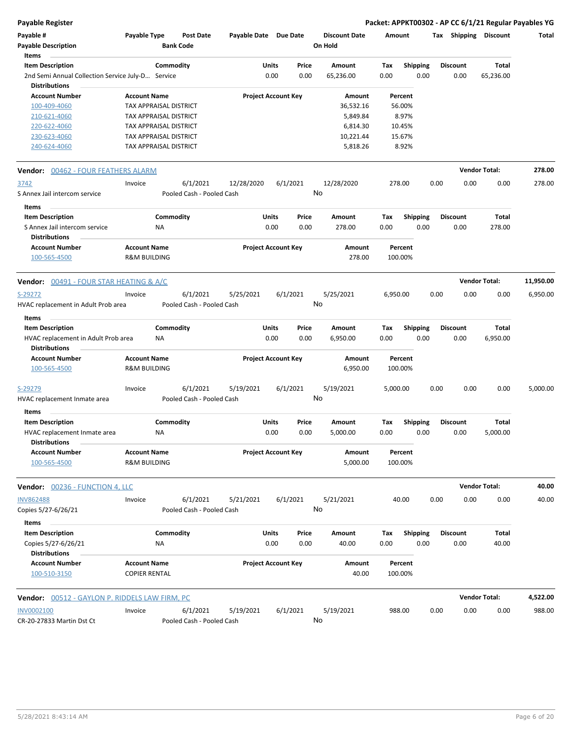**Payable Register** — **Packet: APPKT00302 - AP CC 6/1/21 Regular Payables YG**

| Payable # | Payable Type | Post Date | Payable Date | Due Date | Discount Date | Amount | Tax | Shipping | Discount | Total |
|---|---|---|---|---|---|---|---|---|---|---|
| Payable Description | | Bank Code | | | On Hold | | | | | |

**Items**

| Item Description | Commodity | Units | Price | Amount | Tax | Shipping | Discount | Total |
|---|---|---|---|---|---|---|---|---|
| 2nd Semi Annual Collection Service July-D... | Service | 0.00 | 0.00 | 65,236.00 | 0.00 | 0.00 | 0.00 | 65,236.00 |

**Distributions**

| Account Number | Account Name | Project Account Key | Amount | Percent |
|---|---|---|---|---|
| 100-409-4060 | TAX APPRAISAL DISTRICT | | 36,532.16 | 56.00% |
| 210-621-4060 | TAX APPRAISAL DISTRICT | | 5,849.84 | 8.97% |
| 220-622-4060 | TAX APPRAISAL DISTRICT | | 6,814.30 | 10.45% |
| 230-623-4060 | TAX APPRAISAL DISTRICT | | 10,221.44 | 15.67% |
| 240-624-4060 | TAX APPRAISAL DISTRICT | | 5,818.26 | 8.92% |

---

**Vendor: 00462 - FOUR FEATHERS ALARM** — **Vendor Total: 278.00**

| Payable # | Payable Type | Post Date | Payable Date | Due Date | Discount Date | Amount | Tax | Shipping | Discount | Total |
|---|---|---|---|---|---|---|---|---|---|---|
| 3742 | Invoice | 6/1/2021 | 12/28/2020 | 6/1/2021 | 12/28/2020 | 278.00 | 0.00 | 0.00 | 0.00 | 278.00 |
| S Annex Jail intercom service | | Pooled Cash - Pooled Cash | | | No | | | | | |

**Items**

| Item Description | Commodity | Units | Price | Amount | Tax | Shipping | Discount | Total |
|---|---|---|---|---|---|---|---|---|
| S Annex Jail intercom service | NA | 0.00 | 0.00 | 278.00 | 0.00 | 0.00 | 0.00 | 278.00 |

**Distributions**

| Account Number | Account Name | Project Account Key | Amount | Percent |
|---|---|---|---|---|
| 100-565-4500 | R&M BUILDING | | 278.00 | 100.00% |

---

**Vendor: 00491 - FOUR STAR HEATING & A/C** — **Vendor Total: 11,950.00**

| Payable # | Payable Type | Post Date | Payable Date | Due Date | Discount Date | Amount | Tax | Shipping | Discount | Total |
|---|---|---|---|---|---|---|---|---|---|---|
| S-29272 | Invoice | 6/1/2021 | 5/25/2021 | 6/1/2021 | 5/25/2021 | 6,950.00 | 0.00 | 0.00 | 0.00 | 6,950.00 |
| HVAC replacement in Adult Prob area | | Pooled Cash - Pooled Cash | | | No | | | | | |

**Items**

| Item Description | Commodity | Units | Price | Amount | Tax | Shipping | Discount | Total |
|---|---|---|---|---|---|---|---|---|
| HVAC replacement in Adult Prob area | NA | 0.00 | 0.00 | 6,950.00 | 0.00 | 0.00 | 0.00 | 6,950.00 |

**Distributions**

| Account Number | Account Name | Project Account Key | Amount | Percent |
|---|---|---|---|---|
| 100-565-4500 | R&M BUILDING | | 6,950.00 | 100.00% |

| Payable # | Payable Type | Post Date | Payable Date | Due Date | Discount Date | Amount | Tax | Shipping | Discount | Total |
|---|---|---|---|---|---|---|---|---|---|---|
| S-29279 | Invoice | 6/1/2021 | 5/19/2021 | 6/1/2021 | 5/19/2021 | 5,000.00 | 0.00 | 0.00 | 0.00 | 5,000.00 |
| HVAC replacement Inmate area | | Pooled Cash - Pooled Cash | | | No | | | | | |

**Items**

| Item Description | Commodity | Units | Price | Amount | Tax | Shipping | Discount | Total |
|---|---|---|---|---|---|---|---|---|
| HVAC replacement Inmate area | NA | 0.00 | 0.00 | 5,000.00 | 0.00 | 0.00 | 0.00 | 5,000.00 |

**Distributions**

| Account Number | Account Name | Project Account Key | Amount | Percent |
|---|---|---|---|---|
| 100-565-4500 | R&M BUILDING | | 5,000.00 | 100.00% |

---

**Vendor: 00236 - FUNCTION 4, LLC** — **Vendor Total: 40.00**

| Payable # | Payable Type | Post Date | Payable Date | Due Date | Discount Date | Amount | Tax | Shipping | Discount | Total |
|---|---|---|---|---|---|---|---|---|---|---|
| INV862488 | Invoice | 6/1/2021 | 5/21/2021 | 6/1/2021 | 5/21/2021 | 40.00 | 0.00 | 0.00 | 0.00 | 40.00 |
| Copies 5/27-6/26/21 | | Pooled Cash - Pooled Cash | | | No | | | | | |

**Items**

| Item Description | Commodity | Units | Price | Amount | Tax | Shipping | Discount | Total |
|---|---|---|---|---|---|---|---|---|
| Copies 5/27-6/26/21 | NA | 0.00 | 0.00 | 40.00 | 0.00 | 0.00 | 0.00 | 40.00 |

**Distributions**

| Account Number | Account Name | Project Account Key | Amount | Percent |
|---|---|---|---|---|
| 100-510-3150 | COPIER RENTAL | | 40.00 | 100.00% |

---

**Vendor: 00512 - GAYLON P. RIDDELS LAW FIRM, PC** — **Vendor Total: 4,522.00**

| Payable # | Payable Type | Post Date | Payable Date | Due Date | Discount Date | Amount | Tax | Shipping | Discount | Total |
|---|---|---|---|---|---|---|---|---|---|---|
| INV0002100 | Invoice | 6/1/2021 | 5/19/2021 | 6/1/2021 | 5/19/2021 | 988.00 | 0.00 | 0.00 | 0.00 | 988.00 |
| CR-20-27833 Martin Dst Ct | | Pooled Cash - Pooled Cash | | | No | | | | | |

5/28/2021 8:43:14 AM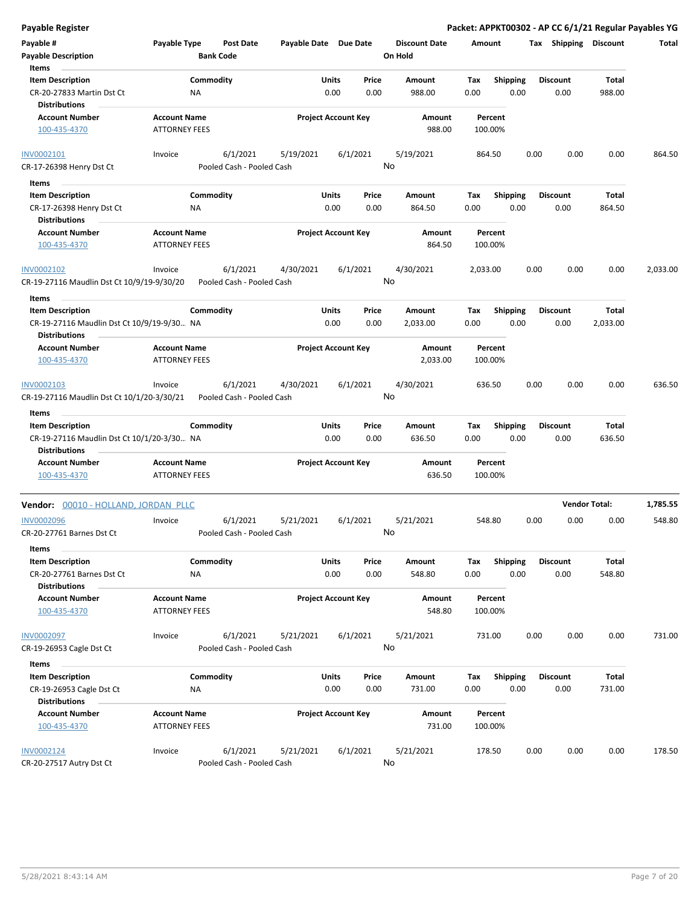**Payable Register** — **Packet: APPKT00302 - AP CC 6/1/21 Regular Payables YG**

| Payable # / Payable Description | Payable Type | Post Date / Bank Code | Payable Date | Due Date | Discount Date / On Hold | Amount | Tax | Shipping | Discount | Total |
|---|---|---|---|---|---|---|---|---|---|---|

**Items**

| Item Description | Commodity | Units | Price | Amount | Tax | Shipping | Discount | Total |
|---|---|---|---|---|---|---|---|---|
| CR-20-27833 Martin Dst Ct | NA | 0.00 | 0.00 | 988.00 | 0.00 | 0.00 | 0.00 | 988.00 |

**Distributions**

| Account Number | Account Name | Project Account Key | Amount | Percent |
|---|---|---|---|---|
| 100-435-4370 | ATTORNEY FEES | | 988.00 | 100.00% |

| Payable # | Payable Type | Post Date | Payable Date | Due Date | Discount Date | Amount | Tax | Shipping | Discount | Total |
|---|---|---|---|---|---|---|---|---|---|---|
| INV0002101 | Invoice | 6/1/2021 | 5/19/2021 | 6/1/2021 | 5/19/2021 | 864.50 | 0.00 | 0.00 | 0.00 | 864.50 |
| CR-17-26398 Henry Dst Ct | | Pooled Cash - Pooled Cash | | | No | | | | | |

**Items**

| Item Description | Commodity | Units | Price | Amount | Tax | Shipping | Discount | Total |
|---|---|---|---|---|---|---|---|---|
| CR-17-26398 Henry Dst Ct | NA | 0.00 | 0.00 | 864.50 | 0.00 | 0.00 | 0.00 | 864.50 |

**Distributions**

| Account Number | Account Name | Project Account Key | Amount | Percent |
|---|---|---|---|---|
| 100-435-4370 | ATTORNEY FEES | | 864.50 | 100.00% |

| Payable # | Payable Type | Post Date | Payable Date | Due Date | Discount Date | Amount | Tax | Shipping | Discount | Total |
|---|---|---|---|---|---|---|---|---|---|---|
| INV0002102 | Invoice | 6/1/2021 | 4/30/2021 | 6/1/2021 | 4/30/2021 | 2,033.00 | 0.00 | 0.00 | 0.00 | 2,033.00 |
| CR-19-27116 Maudlin Dst Ct 10/9/19-9/30/20 | | Pooled Cash - Pooled Cash | | | No | | | | | |

**Items**

| Item Description | Commodity | Units | Price | Amount | Tax | Shipping | Discount | Total |
|---|---|---|---|---|---|---|---|---|
| CR-19-27116 Maudlin Dst Ct 10/9/19-9/30... | NA | 0.00 | 0.00 | 2,033.00 | 0.00 | 0.00 | 0.00 | 2,033.00 |

**Distributions**

| Account Number | Account Name | Project Account Key | Amount | Percent |
|---|---|---|---|---|
| 100-435-4370 | ATTORNEY FEES | | 2,033.00 | 100.00% |

| Payable # | Payable Type | Post Date | Payable Date | Due Date | Discount Date | Amount | Tax | Shipping | Discount | Total |
|---|---|---|---|---|---|---|---|---|---|---|
| INV0002103 | Invoice | 6/1/2021 | 4/30/2021 | 6/1/2021 | 4/30/2021 | 636.50 | 0.00 | 0.00 | 0.00 | 636.50 |
| CR-19-27116 Maudlin Dst Ct 10/1/20-3/30/21 | | Pooled Cash - Pooled Cash | | | No | | | | | |

**Items**

| Item Description | Commodity | Units | Price | Amount | Tax | Shipping | Discount | Total |
|---|---|---|---|---|---|---|---|---|
| CR-19-27116 Maudlin Dst Ct 10/1/20-3/30... | NA | 0.00 | 0.00 | 636.50 | 0.00 | 0.00 | 0.00 | 636.50 |

**Distributions**

| Account Number | Account Name | Project Account Key | Amount | Percent |
|---|---|---|---|---|
| 100-435-4370 | ATTORNEY FEES | | 636.50 | 100.00% |

**Vendor: 00010 - HOLLAND, JORDAN PLLC** — **Vendor Total: 1,785.55**

| Payable # | Payable Type | Post Date | Payable Date | Due Date | Discount Date | Amount | Tax | Shipping | Discount | Total |
|---|---|---|---|---|---|---|---|---|---|---|
| INV0002096 | Invoice | 6/1/2021 | 5/21/2021 | 6/1/2021 | 5/21/2021 | 548.80 | 0.00 | 0.00 | 0.00 | 548.80 |
| CR-20-27761 Barnes Dst Ct | | Pooled Cash - Pooled Cash | | | No | | | | | |

**Items**

| Item Description | Commodity | Units | Price | Amount | Tax | Shipping | Discount | Total |
|---|---|---|---|---|---|---|---|---|
| CR-20-27761 Barnes Dst Ct | NA | 0.00 | 0.00 | 548.80 | 0.00 | 0.00 | 0.00 | 548.80 |

**Distributions**

| Account Number | Account Name | Project Account Key | Amount | Percent |
|---|---|---|---|---|
| 100-435-4370 | ATTORNEY FEES | | 548.80 | 100.00% |

| Payable # | Payable Type | Post Date | Payable Date | Due Date | Discount Date | Amount | Tax | Shipping | Discount | Total |
|---|---|---|---|---|---|---|---|---|---|---|
| INV0002097 | Invoice | 6/1/2021 | 5/21/2021 | 6/1/2021 | 5/21/2021 | 731.00 | 0.00 | 0.00 | 0.00 | 731.00 |
| CR-19-26953 Cagle Dst Ct | | Pooled Cash - Pooled Cash | | | No | | | | | |

**Items**

| Item Description | Commodity | Units | Price | Amount | Tax | Shipping | Discount | Total |
|---|---|---|---|---|---|---|---|---|
| CR-19-26953 Cagle Dst Ct | NA | 0.00 | 0.00 | 731.00 | 0.00 | 0.00 | 0.00 | 731.00 |

**Distributions**

| Account Number | Account Name | Project Account Key | Amount | Percent |
|---|---|---|---|---|
| 100-435-4370 | ATTORNEY FEES | | 731.00 | 100.00% |

| Payable # | Payable Type | Post Date | Payable Date | Due Date | Discount Date | Amount | Tax | Shipping | Discount | Total |
|---|---|---|---|---|---|---|---|---|---|---|
| INV0002124 | Invoice | 6/1/2021 | 5/21/2021 | 6/1/2021 | 5/21/2021 | 178.50 | 0.00 | 0.00 | 0.00 | 178.50 |
| CR-20-27517 Autry Dst Ct | | Pooled Cash - Pooled Cash | | | No | | | | | |

5/28/2021 8:43:14 AM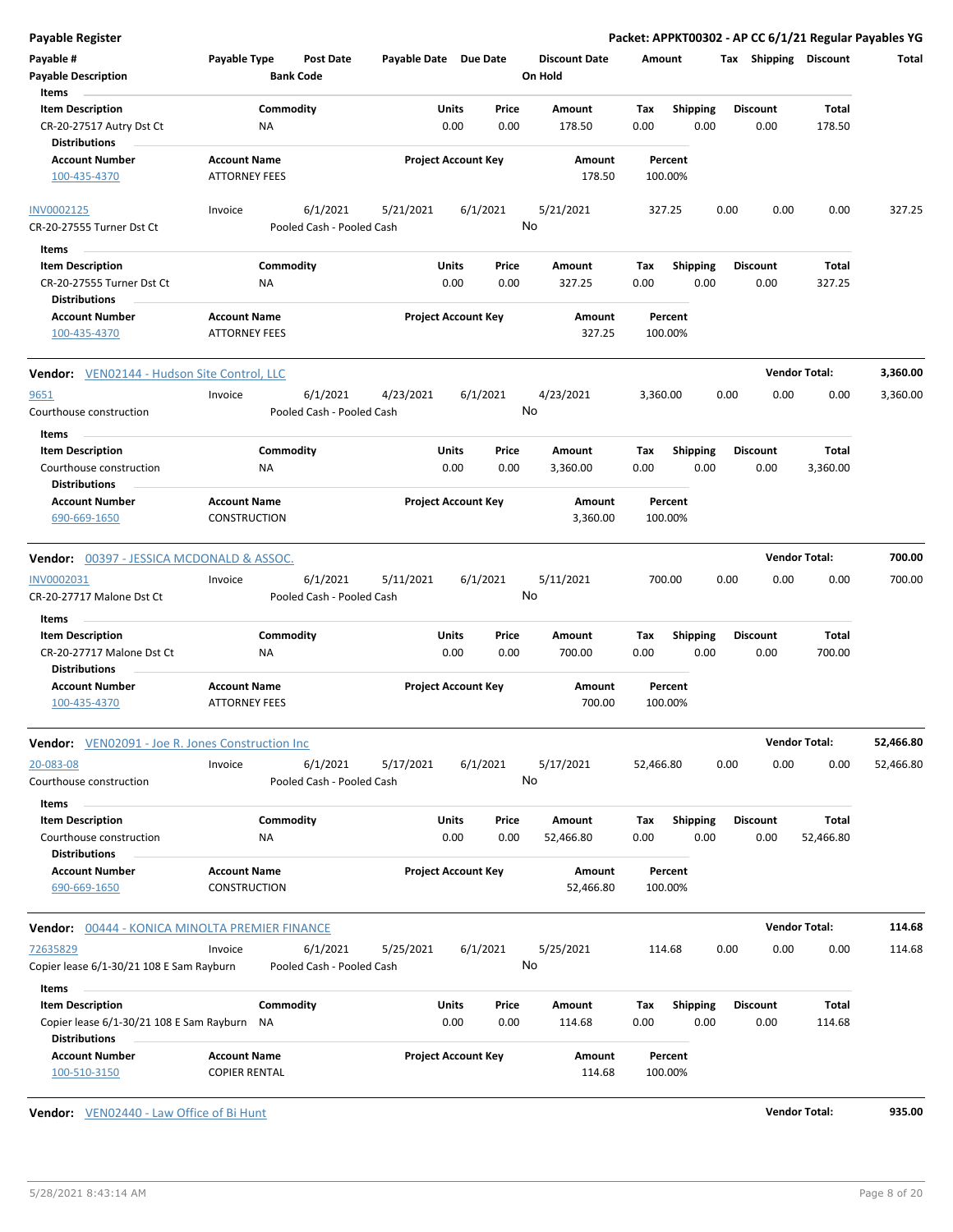**Payable Register** — Packet: APPKT00302 - AP CC 6/1/21 Regular Payables YG

| Payable # / Payable Description | Payable Type | Post Date / Bank Code | Payable Date | Due Date | Discount Date / On Hold | Amount | Tax | Shipping | Discount | Total |
|---|---|---|---|---|---|---|---|---|---|---|

**Items**

| Item Description | Commodity | Units | Price | Amount | Tax | Shipping | Discount | Total |
|---|---|---|---|---|---|---|---|---|
| CR-20-27517 Autry Dst Ct | NA | 0.00 | 0.00 | 178.50 | 0.00 | 0.00 | 0.00 | 178.50 |

**Distributions**

| Account Number | Account Name | Project Account Key | Amount | Percent |
|---|---|---|---|---|
| 100-435-4370 | ATTORNEY FEES | | 178.50 | 100.00% |

| Payable # / Payable Description | Payable Type | Post Date / Bank Code | Payable Date | Due Date | Discount Date / On Hold | Amount | Tax | Shipping | Discount | Total |
|---|---|---|---|---|---|---|---|---|---|---|
| INV0002125 / CR-20-27555 Turner Dst Ct | Invoice | 6/1/2021 / Pooled Cash - Pooled Cash | 5/21/2021 | 6/1/2021 | 5/21/2021 / No | 327.25 | 0.00 | 0.00 | 0.00 | 327.25 |

**Items**

| Item Description | Commodity | Units | Price | Amount | Tax | Shipping | Discount | Total |
|---|---|---|---|---|---|---|---|---|
| CR-20-27555 Turner Dst Ct | NA | 0.00 | 0.00 | 327.25 | 0.00 | 0.00 | 0.00 | 327.25 |

**Distributions**

| Account Number | Account Name | Project Account Key | Amount | Percent |
|---|---|---|---|---|
| 100-435-4370 | ATTORNEY FEES | | 327.25 | 100.00% |

**Vendor:** VEN02144 - Hudson Site Control, LLC — **Vendor Total:** 3,360.00

| Payable # / Payable Description | Payable Type | Post Date / Bank Code | Payable Date | Due Date | Discount Date / On Hold | Amount | Tax | Shipping | Discount | Total |
|---|---|---|---|---|---|---|---|---|---|---|
| 9651 / Courthouse construction | Invoice | 6/1/2021 / Pooled Cash - Pooled Cash | 4/23/2021 | 6/1/2021 | 4/23/2021 / No | 3,360.00 | 0.00 | 0.00 | 0.00 | 3,360.00 |

**Items**

| Item Description | Commodity | Units | Price | Amount | Tax | Shipping | Discount | Total |
|---|---|---|---|---|---|---|---|---|
| Courthouse construction | NA | 0.00 | 0.00 | 3,360.00 | 0.00 | 0.00 | 0.00 | 3,360.00 |

**Distributions**

| Account Number | Account Name | Project Account Key | Amount | Percent |
|---|---|---|---|---|
| 690-669-1650 | CONSTRUCTION | | 3,360.00 | 100.00% |

**Vendor:** 00397 - JESSICA MCDONALD & ASSOC. — **Vendor Total:** 700.00

| Payable # / Payable Description | Payable Type | Post Date / Bank Code | Payable Date | Due Date | Discount Date / On Hold | Amount | Tax | Shipping | Discount | Total |
|---|---|---|---|---|---|---|---|---|---|---|
| INV0002031 / CR-20-27717 Malone Dst Ct | Invoice | 6/1/2021 / Pooled Cash - Pooled Cash | 5/11/2021 | 6/1/2021 | 5/11/2021 / No | 700.00 | 0.00 | 0.00 | 0.00 | 700.00 |

**Items**

| Item Description | Commodity | Units | Price | Amount | Tax | Shipping | Discount | Total |
|---|---|---|---|---|---|---|---|---|
| CR-20-27717 Malone Dst Ct | NA | 0.00 | 0.00 | 700.00 | 0.00 | 0.00 | 0.00 | 700.00 |

**Distributions**

| Account Number | Account Name | Project Account Key | Amount | Percent |
|---|---|---|---|---|
| 100-435-4370 | ATTORNEY FEES | | 700.00 | 100.00% |

**Vendor:** VEN02091 - Joe R. Jones Construction Inc — **Vendor Total:** 52,466.80

| Payable # / Payable Description | Payable Type | Post Date / Bank Code | Payable Date | Due Date | Discount Date / On Hold | Amount | Tax | Shipping | Discount | Total |
|---|---|---|---|---|---|---|---|---|---|---|
| 20-083-08 / Courthouse construction | Invoice | 6/1/2021 / Pooled Cash - Pooled Cash | 5/17/2021 | 6/1/2021 | 5/17/2021 / No | 52,466.80 | 0.00 | 0.00 | 0.00 | 52,466.80 |

**Items**

| Item Description | Commodity | Units | Price | Amount | Tax | Shipping | Discount | Total |
|---|---|---|---|---|---|---|---|---|
| Courthouse construction | NA | 0.00 | 0.00 | 52,466.80 | 0.00 | 0.00 | 0.00 | 52,466.80 |

**Distributions**

| Account Number | Account Name | Project Account Key | Amount | Percent |
|---|---|---|---|---|
| 690-669-1650 | CONSTRUCTION | | 52,466.80 | 100.00% |

**Vendor:** 00444 - KONICA MINOLTA PREMIER FINANCE — **Vendor Total:** 114.68

| Payable # / Payable Description | Payable Type | Post Date / Bank Code | Payable Date | Due Date | Discount Date / On Hold | Amount | Tax | Shipping | Discount | Total |
|---|---|---|---|---|---|---|---|---|---|---|
| 72635829 / Copier lease 6/1-30/21 108 E Sam Rayburn | Invoice | 6/1/2021 / Pooled Cash - Pooled Cash | 5/25/2021 | 6/1/2021 | 5/25/2021 / No | 114.68 | 0.00 | 0.00 | 0.00 | 114.68 |

**Items**

| Item Description | Commodity | Units | Price | Amount | Tax | Shipping | Discount | Total |
|---|---|---|---|---|---|---|---|---|
| Copier lease 6/1-30/21 108 E Sam Rayburn | NA | 0.00 | 0.00 | 114.68 | 0.00 | 0.00 | 0.00 | 114.68 |

**Distributions**

| Account Number | Account Name | Project Account Key | Amount | Percent |
|---|---|---|---|---|
| 100-510-3150 | COPIER RENTAL | | 114.68 | 100.00% |

**Vendor:** VEN02440 - Law Office of Bi Hunt — **Vendor Total:** 935.00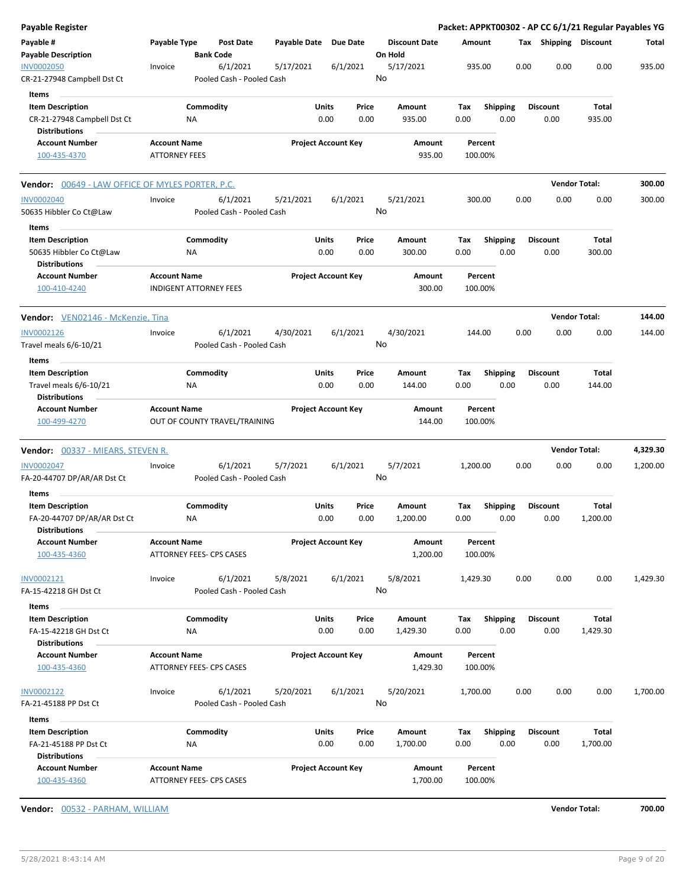**Payable Register** — **Packet: APPKT00302 - AP CC 6/1/21 Regular Payables YG**

| Payable # / Payable Description | Payable Type | Post Date / Bank Code | Payable Date | Due Date | Discount Date / On Hold | Amount | Tax | Shipping | Discount | Total |
|---|---|---|---|---|---|---|---|---|---|---|
| INV0002050 | Invoice | 6/1/2021 | 5/17/2021 | 6/1/2021 | 5/17/2021 | 935.00 | 0.00 | 0.00 | 0.00 | 935.00 |
| CR-21-27948 Campbell Dst Ct | | Pooled Cash - Pooled Cash | | | No | | | | | |

Items

| Item Description | Commodity | Units | Price | Amount | Tax | Shipping | Discount | Total |
|---|---|---|---|---|---|---|---|---|
| CR-21-27948 Campbell Dst Ct | NA | 0.00 | 0.00 | 935.00 | 0.00 | 0.00 | 0.00 | 935.00 |

Distributions

| Account Number | Account Name | Project Account Key | Amount | Percent |
|---|---|---|---|---|
| 100-435-4370 | ATTORNEY FEES | | 935.00 | 100.00% |

**Vendor:** 00649 - LAW OFFICE OF MYLES PORTER, P.C. — **Vendor Total: 300.00**

| Payable # / Payable Description | Payable Type | Post Date / Bank Code | Payable Date | Due Date | Discount Date / On Hold | Amount | Tax | Shipping | Discount | Total |
|---|---|---|---|---|---|---|---|---|---|---|
| INV0002040 | Invoice | 6/1/2021 | 5/21/2021 | 6/1/2021 | 5/21/2021 | 300.00 | 0.00 | 0.00 | 0.00 | 300.00 |
| 50635 Hibbler Co Ct@Law | | Pooled Cash - Pooled Cash | | | No | | | | | |

Items

| Item Description | Commodity | Units | Price | Amount | Tax | Shipping | Discount | Total |
|---|---|---|---|---|---|---|---|---|
| 50635 Hibbler Co Ct@Law | NA | 0.00 | 0.00 | 300.00 | 0.00 | 0.00 | 0.00 | 300.00 |

Distributions

| Account Number | Account Name | Project Account Key | Amount | Percent |
|---|---|---|---|---|
| 100-410-4240 | INDIGENT ATTORNEY FEES | | 300.00 | 100.00% |

**Vendor:** VEN02146 - McKenzie, Tina — **Vendor Total: 144.00**

| Payable # / Payable Description | Payable Type | Post Date / Bank Code | Payable Date | Due Date | Discount Date / On Hold | Amount | Tax | Shipping | Discount | Total |
|---|---|---|---|---|---|---|---|---|---|---|
| INV0002126 | Invoice | 6/1/2021 | 4/30/2021 | 6/1/2021 | 4/30/2021 | 144.00 | 0.00 | 0.00 | 0.00 | 144.00 |
| Travel meals 6/6-10/21 | | Pooled Cash - Pooled Cash | | | No | | | | | |

Items

| Item Description | Commodity | Units | Price | Amount | Tax | Shipping | Discount | Total |
|---|---|---|---|---|---|---|---|---|
| Travel meals 6/6-10/21 | NA | 0.00 | 0.00 | 144.00 | 0.00 | 0.00 | 0.00 | 144.00 |

Distributions

| Account Number | Account Name | Project Account Key | Amount | Percent |
|---|---|---|---|---|
| 100-499-4270 | OUT OF COUNTY TRAVEL/TRAINING | | 144.00 | 100.00% |

**Vendor:** 00337 - MIEARS, STEVEN R. — **Vendor Total: 4,329.30**

| Payable # / Payable Description | Payable Type | Post Date / Bank Code | Payable Date | Due Date | Discount Date / On Hold | Amount | Tax | Shipping | Discount | Total |
|---|---|---|---|---|---|---|---|---|---|---|
| INV0002047 | Invoice | 6/1/2021 | 5/7/2021 | 6/1/2021 | 5/7/2021 | 1,200.00 | 0.00 | 0.00 | 0.00 | 1,200.00 |
| FA-20-44707 DP/AR/AR Dst Ct | | Pooled Cash - Pooled Cash | | | No | | | | | |

Items

| Item Description | Commodity | Units | Price | Amount | Tax | Shipping | Discount | Total |
|---|---|---|---|---|---|---|---|---|
| FA-20-44707 DP/AR/AR Dst Ct | NA | 0.00 | 0.00 | 1,200.00 | 0.00 | 0.00 | 0.00 | 1,200.00 |

Distributions

| Account Number | Account Name | Project Account Key | Amount | Percent |
|---|---|---|---|---|
| 100-435-4360 | ATTORNEY FEES- CPS CASES | | 1,200.00 | 100.00% |

| Payable # / Payable Description | Payable Type | Post Date / Bank Code | Payable Date | Due Date | Discount Date / On Hold | Amount | Tax | Shipping | Discount | Total |
|---|---|---|---|---|---|---|---|---|---|---|
| INV0002121 | Invoice | 6/1/2021 | 5/8/2021 | 6/1/2021 | 5/8/2021 | 1,429.30 | 0.00 | 0.00 | 0.00 | 1,429.30 |
| FA-15-42218 GH Dst Ct | | Pooled Cash - Pooled Cash | | | No | | | | | |

Items

| Item Description | Commodity | Units | Price | Amount | Tax | Shipping | Discount | Total |
|---|---|---|---|---|---|---|---|---|
| FA-15-42218 GH Dst Ct | NA | 0.00 | 0.00 | 1,429.30 | 0.00 | 0.00 | 0.00 | 1,429.30 |

Distributions

| Account Number | Account Name | Project Account Key | Amount | Percent |
|---|---|---|---|---|
| 100-435-4360 | ATTORNEY FEES- CPS CASES | | 1,429.30 | 100.00% |

| Payable # / Payable Description | Payable Type | Post Date / Bank Code | Payable Date | Due Date | Discount Date / On Hold | Amount | Tax | Shipping | Discount | Total |
|---|---|---|---|---|---|---|---|---|---|---|
| INV0002122 | Invoice | 6/1/2021 | 5/20/2021 | 6/1/2021 | 5/20/2021 | 1,700.00 | 0.00 | 0.00 | 0.00 | 1,700.00 |
| FA-21-45188 PP Dst Ct | | Pooled Cash - Pooled Cash | | | No | | | | | |

Items

| Item Description | Commodity | Units | Price | Amount | Tax | Shipping | Discount | Total |
|---|---|---|---|---|---|---|---|---|
| FA-21-45188 PP Dst Ct | NA | 0.00 | 0.00 | 1,700.00 | 0.00 | 0.00 | 0.00 | 1,700.00 |

Distributions

| Account Number | Account Name | Project Account Key | Amount | Percent |
|---|---|---|---|---|
| 100-435-4360 | ATTORNEY FEES- CPS CASES | | 1,700.00 | 100.00% |

**Vendor:** 00532 - PARHAM, WILLIAM — **Vendor Total: 700.00**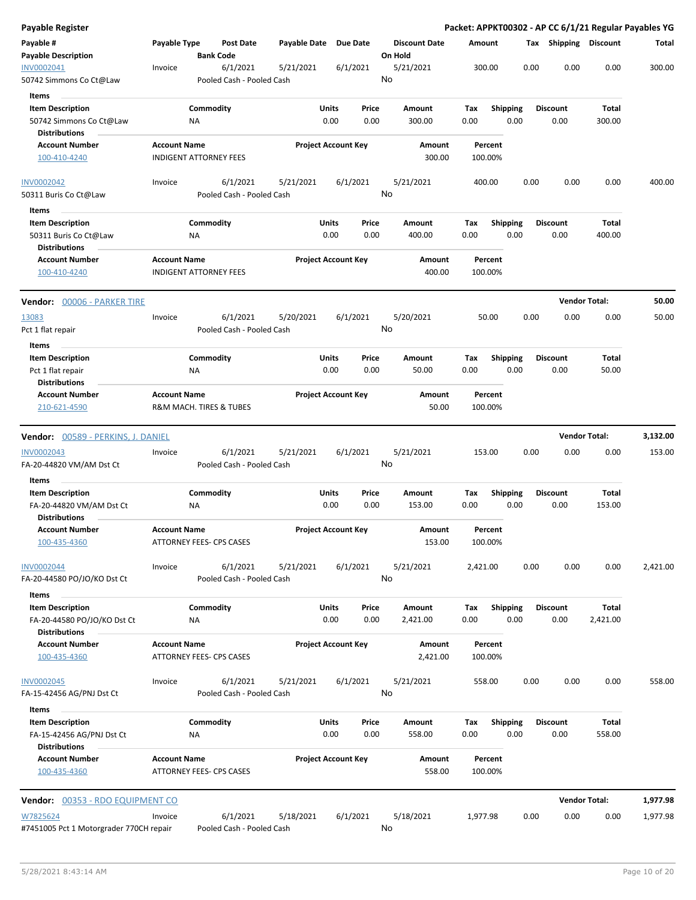**Payable Register** — Packet: APPKT00302 - AP CC 6/1/21 Regular Payables YG

| Payable # / Payable Description | Payable Type | Post Date / Bank Code | Payable Date | Due Date | Discount Date / On Hold | Amount | Tax | Shipping | Discount | Total |
|---|---|---|---|---|---|---|---|---|---|---|
| INV0002041 | Invoice | 6/1/2021 | 5/21/2021 | 6/1/2021 | 5/21/2021 | 300.00 | 0.00 | 0.00 | 0.00 | 300.00 |
| 50742 Simmons Co Ct@Law | | Pooled Cash - Pooled Cash | | | No | | | | | |

**Items**

| Item Description | Commodity | Units | Price | Amount | Tax | Shipping | Discount | Total |
|---|---|---|---|---|---|---|---|---|
| 50742 Simmons Co Ct@Law | NA | 0.00 | 0.00 | 300.00 | 0.00 | 0.00 | 0.00 | 300.00 |

**Distributions**

| Account Number | Account Name | Project Account Key | Amount | Percent |
|---|---|---|---|---|
| 100-410-4240 | INDIGENT ATTORNEY FEES | | 300.00 | 100.00% |

| Payable # / Payable Description | Payable Type | Post Date / Bank Code | Payable Date | Due Date | Discount Date / On Hold | Amount | Tax | Shipping | Discount | Total |
|---|---|---|---|---|---|---|---|---|---|---|
| INV0002042 | Invoice | 6/1/2021 | 5/21/2021 | 6/1/2021 | 5/21/2021 | 400.00 | 0.00 | 0.00 | 0.00 | 400.00 |
| 50311 Buris Co Ct@Law | | Pooled Cash - Pooled Cash | | | No | | | | | |

**Items**

| Item Description | Commodity | Units | Price | Amount | Tax | Shipping | Discount | Total |
|---|---|---|---|---|---|---|---|---|
| 50311 Buris Co Ct@Law | NA | 0.00 | 0.00 | 400.00 | 0.00 | 0.00 | 0.00 | 400.00 |

**Distributions**

| Account Number | Account Name | Project Account Key | Amount | Percent |
|---|---|---|---|---|
| 100-410-4240 | INDIGENT ATTORNEY FEES | | 400.00 | 100.00% |

**Vendor: 00006 - PARKER TIRE** — Vendor Total: **50.00**

| Payable # / Payable Description | Payable Type | Post Date / Bank Code | Payable Date | Due Date | Discount Date / On Hold | Amount | Tax | Shipping | Discount | Total |
|---|---|---|---|---|---|---|---|---|---|---|
| 13083 | Invoice | 6/1/2021 | 5/20/2021 | 6/1/2021 | 5/20/2021 | 50.00 | 0.00 | 0.00 | 0.00 | 50.00 |
| Pct 1 flat repair | | Pooled Cash - Pooled Cash | | | No | | | | | |

**Items**

| Item Description | Commodity | Units | Price | Amount | Tax | Shipping | Discount | Total |
|---|---|---|---|---|---|---|---|---|
| Pct 1 flat repair | NA | 0.00 | 0.00 | 50.00 | 0.00 | 0.00 | 0.00 | 50.00 |

**Distributions**

| Account Number | Account Name | Project Account Key | Amount | Percent |
|---|---|---|---|---|
| 210-621-4590 | R&M MACH. TIRES & TUBES | | 50.00 | 100.00% |

**Vendor: 00589 - PERKINS, J. DANIEL** — Vendor Total: **3,132.00**

| Payable # / Payable Description | Payable Type | Post Date / Bank Code | Payable Date | Due Date | Discount Date / On Hold | Amount | Tax | Shipping | Discount | Total |
|---|---|---|---|---|---|---|---|---|---|---|
| INV0002043 | Invoice | 6/1/2021 | 5/21/2021 | 6/1/2021 | 5/21/2021 | 153.00 | 0.00 | 0.00 | 0.00 | 153.00 |
| FA-20-44820 VM/AM Dst Ct | | Pooled Cash - Pooled Cash | | | No | | | | | |

**Items**

| Item Description | Commodity | Units | Price | Amount | Tax | Shipping | Discount | Total |
|---|---|---|---|---|---|---|---|---|
| FA-20-44820 VM/AM Dst Ct | NA | 0.00 | 0.00 | 153.00 | 0.00 | 0.00 | 0.00 | 153.00 |

**Distributions**

| Account Number | Account Name | Project Account Key | Amount | Percent |
|---|---|---|---|---|
| 100-435-4360 | ATTORNEY FEES- CPS CASES | | 153.00 | 100.00% |

| Payable # / Payable Description | Payable Type | Post Date / Bank Code | Payable Date | Due Date | Discount Date / On Hold | Amount | Tax | Shipping | Discount | Total |
|---|---|---|---|---|---|---|---|---|---|---|
| INV0002044 | Invoice | 6/1/2021 | 5/21/2021 | 6/1/2021 | 5/21/2021 | 2,421.00 | 0.00 | 0.00 | 0.00 | 2,421.00 |
| FA-20-44580 PO/JO/KO Dst Ct | | Pooled Cash - Pooled Cash | | | No | | | | | |

**Items**

| Item Description | Commodity | Units | Price | Amount | Tax | Shipping | Discount | Total |
|---|---|---|---|---|---|---|---|---|
| FA-20-44580 PO/JO/KO Dst Ct | NA | 0.00 | 0.00 | 2,421.00 | 0.00 | 0.00 | 0.00 | 2,421.00 |

**Distributions**

| Account Number | Account Name | Project Account Key | Amount | Percent |
|---|---|---|---|---|
| 100-435-4360 | ATTORNEY FEES- CPS CASES | | 2,421.00 | 100.00% |

| Payable # / Payable Description | Payable Type | Post Date / Bank Code | Payable Date | Due Date | Discount Date / On Hold | Amount | Tax | Shipping | Discount | Total |
|---|---|---|---|---|---|---|---|---|---|---|
| INV0002045 | Invoice | 6/1/2021 | 5/21/2021 | 6/1/2021 | 5/21/2021 | 558.00 | 0.00 | 0.00 | 0.00 | 558.00 |
| FA-15-42456 AG/PNJ Dst Ct | | Pooled Cash - Pooled Cash | | | No | | | | | |

**Items**

| Item Description | Commodity | Units | Price | Amount | Tax | Shipping | Discount | Total |
|---|---|---|---|---|---|---|---|---|
| FA-15-42456 AG/PNJ Dst Ct | NA | 0.00 | 0.00 | 558.00 | 0.00 | 0.00 | 0.00 | 558.00 |

**Distributions**

| Account Number | Account Name | Project Account Key | Amount | Percent |
|---|---|---|---|---|
| 100-435-4360 | ATTORNEY FEES- CPS CASES | | 558.00 | 100.00% |

**Vendor: 00353 - RDO EQUIPMENT CO** — Vendor Total: **1,977.98**

| Payable # / Payable Description | Payable Type | Post Date / Bank Code | Payable Date | Due Date | Discount Date / On Hold | Amount | Tax | Shipping | Discount | Total |
|---|---|---|---|---|---|---|---|---|---|---|
| W7825624 | Invoice | 6/1/2021 | 5/18/2021 | 6/1/2021 | 5/18/2021 | 1,977.98 | 0.00 | 0.00 | 0.00 | 1,977.98 |
| #7451005 Pct 1 Motorgrader 770CH repair | | Pooled Cash - Pooled Cash | | | No | | | | | |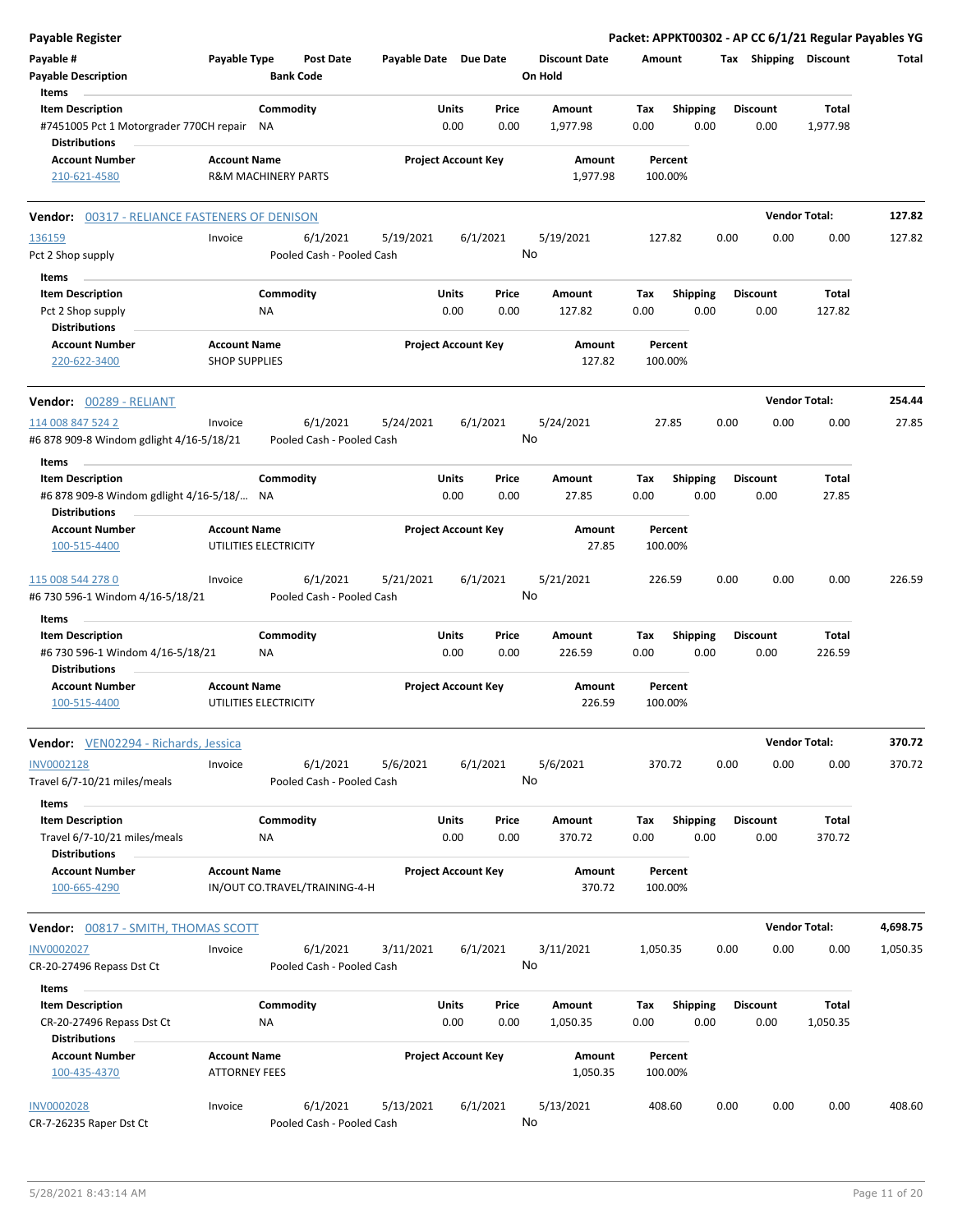**Payable Register** — **Packet: APPKT00302 - AP CC 6/1/21 Regular Payables YG**

| Payable # | Payable Type | Post Date | Payable Date | Due Date | Discount Date | Amount | Tax | Shipping | Discount | Total |
|---|---|---|---|---|---|---|---|---|---|---|
| Payable Description | | Bank Code | | | On Hold | | | | | |

Items

| Item Description | Commodity | Units | Price | Amount | Tax | Shipping | Discount | Total |
|---|---|---|---|---|---|---|---|---|
| #7451005 Pct 1 Motorgrader 770CH repair | NA | 0.00 | 0.00 | 1,977.98 | 0.00 | 0.00 | 0.00 | 1,977.98 |

Distributions

| Account Number | Account Name | Project Account Key | Amount | Percent |
|---|---|---|---|---|
| 210-621-4580 | R&M MACHINERY PARTS | | 1,977.98 | 100.00% |

**Vendor: 00317 - RELIANCE FASTENERS OF DENISON** — **Vendor Total: 127.82**

| Payable # | Payable Type | Post Date | Payable Date | Due Date | Discount Date | Amount | Tax | Shipping | Discount | Total |
|---|---|---|---|---|---|---|---|---|---|---|
| 136159 | Invoice | 6/1/2021 | 5/19/2021 | 6/1/2021 | 5/19/2021 | 127.82 | 0.00 | 0.00 | 0.00 | 127.82 |
| Pct 2 Shop supply | | Pooled Cash - Pooled Cash | | | No | | | | | |

Items

| Item Description | Commodity | Units | Price | Amount | Tax | Shipping | Discount | Total |
|---|---|---|---|---|---|---|---|---|
| Pct 2 Shop supply | NA | 0.00 | 0.00 | 127.82 | 0.00 | 0.00 | 0.00 | 127.82 |

Distributions

| Account Number | Account Name | Project Account Key | Amount | Percent |
|---|---|---|---|---|
| 220-622-3400 | SHOP SUPPLIES | | 127.82 | 100.00% |

**Vendor: 00289 - RELIANT** — **Vendor Total: 254.44**

| Payable # | Payable Type | Post Date | Payable Date | Due Date | Discount Date | Amount | Tax | Shipping | Discount | Total |
|---|---|---|---|---|---|---|---|---|---|---|
| 114 008 847 524 2 | Invoice | 6/1/2021 | 5/24/2021 | 6/1/2021 | 5/24/2021 | 27.85 | 0.00 | 0.00 | 0.00 | 27.85 |
| #6 878 909-8 Windom gdlight 4/16-5/18/21 | | Pooled Cash - Pooled Cash | | | No | | | | | |

Items

| Item Description | Commodity | Units | Price | Amount | Tax | Shipping | Discount | Total |
|---|---|---|---|---|---|---|---|---|
| #6 878 909-8 Windom gdlight 4/16-5/18/... | NA | 0.00 | 0.00 | 27.85 | 0.00 | 0.00 | 0.00 | 27.85 |

Distributions

| Account Number | Account Name | Project Account Key | Amount | Percent |
|---|---|---|---|---|
| 100-515-4400 | UTILITIES ELECTRICITY | | 27.85 | 100.00% |

| Payable # | Payable Type | Post Date | Payable Date | Due Date | Discount Date | Amount | Tax | Shipping | Discount | Total |
|---|---|---|---|---|---|---|---|---|---|---|
| 115 008 544 278 0 | Invoice | 6/1/2021 | 5/21/2021 | 6/1/2021 | 5/21/2021 | 226.59 | 0.00 | 0.00 | 0.00 | 226.59 |
| #6 730 596-1 Windom 4/16-5/18/21 | | Pooled Cash - Pooled Cash | | | No | | | | | |

Items

| Item Description | Commodity | Units | Price | Amount | Tax | Shipping | Discount | Total |
|---|---|---|---|---|---|---|---|---|
| #6 730 596-1 Windom 4/16-5/18/21 | NA | 0.00 | 0.00 | 226.59 | 0.00 | 0.00 | 0.00 | 226.59 |

Distributions

| Account Number | Account Name | Project Account Key | Amount | Percent |
|---|---|---|---|---|
| 100-515-4400 | UTILITIES ELECTRICITY | | 226.59 | 100.00% |

**Vendor: VEN02294 - Richards, Jessica** — **Vendor Total: 370.72**

| Payable # | Payable Type | Post Date | Payable Date | Due Date | Discount Date | Amount | Tax | Shipping | Discount | Total |
|---|---|---|---|---|---|---|---|---|---|---|
| INV0002128 | Invoice | 6/1/2021 | 5/6/2021 | 6/1/2021 | 5/6/2021 | 370.72 | 0.00 | 0.00 | 0.00 | 370.72 |
| Travel 6/7-10/21 miles/meals | | Pooled Cash - Pooled Cash | | | No | | | | | |

Items

| Item Description | Commodity | Units | Price | Amount | Tax | Shipping | Discount | Total |
|---|---|---|---|---|---|---|---|---|
| Travel 6/7-10/21 miles/meals | NA | 0.00 | 0.00 | 370.72 | 0.00 | 0.00 | 0.00 | 370.72 |

Distributions

| Account Number | Account Name | Project Account Key | Amount | Percent |
|---|---|---|---|---|
| 100-665-4290 | IN/OUT CO.TRAVEL/TRAINING-4-H | | 370.72 | 100.00% |

**Vendor: 00817 - SMITH, THOMAS SCOTT** — **Vendor Total: 4,698.75**

| Payable # | Payable Type | Post Date | Payable Date | Due Date | Discount Date | Amount | Tax | Shipping | Discount | Total |
|---|---|---|---|---|---|---|---|---|---|---|
| INV0002027 | Invoice | 6/1/2021 | 3/11/2021 | 6/1/2021 | 3/11/2021 | 1,050.35 | 0.00 | 0.00 | 0.00 | 1,050.35 |
| CR-20-27496 Repass Dst Ct | | Pooled Cash - Pooled Cash | | | No | | | | | |

Items

| Item Description | Commodity | Units | Price | Amount | Tax | Shipping | Discount | Total |
|---|---|---|---|---|---|---|---|---|
| CR-20-27496 Repass Dst Ct | NA | 0.00 | 0.00 | 1,050.35 | 0.00 | 0.00 | 0.00 | 1,050.35 |

Distributions

| Account Number | Account Name | Project Account Key | Amount | Percent |
|---|---|---|---|---|
| 100-435-4370 | ATTORNEY FEES | | 1,050.35 | 100.00% |

| Payable # | Payable Type | Post Date | Payable Date | Due Date | Discount Date | Amount | Tax | Shipping | Discount | Total |
|---|---|---|---|---|---|---|---|---|---|---|
| INV0002028 | Invoice | 6/1/2021 | 5/13/2021 | 6/1/2021 | 5/13/2021 | 408.60 | 0.00 | 0.00 | 0.00 | 408.60 |
| CR-7-26235 Raper Dst Ct | | Pooled Cash - Pooled Cash | | | No | | | | | |

5/28/2021 8:43:14 AM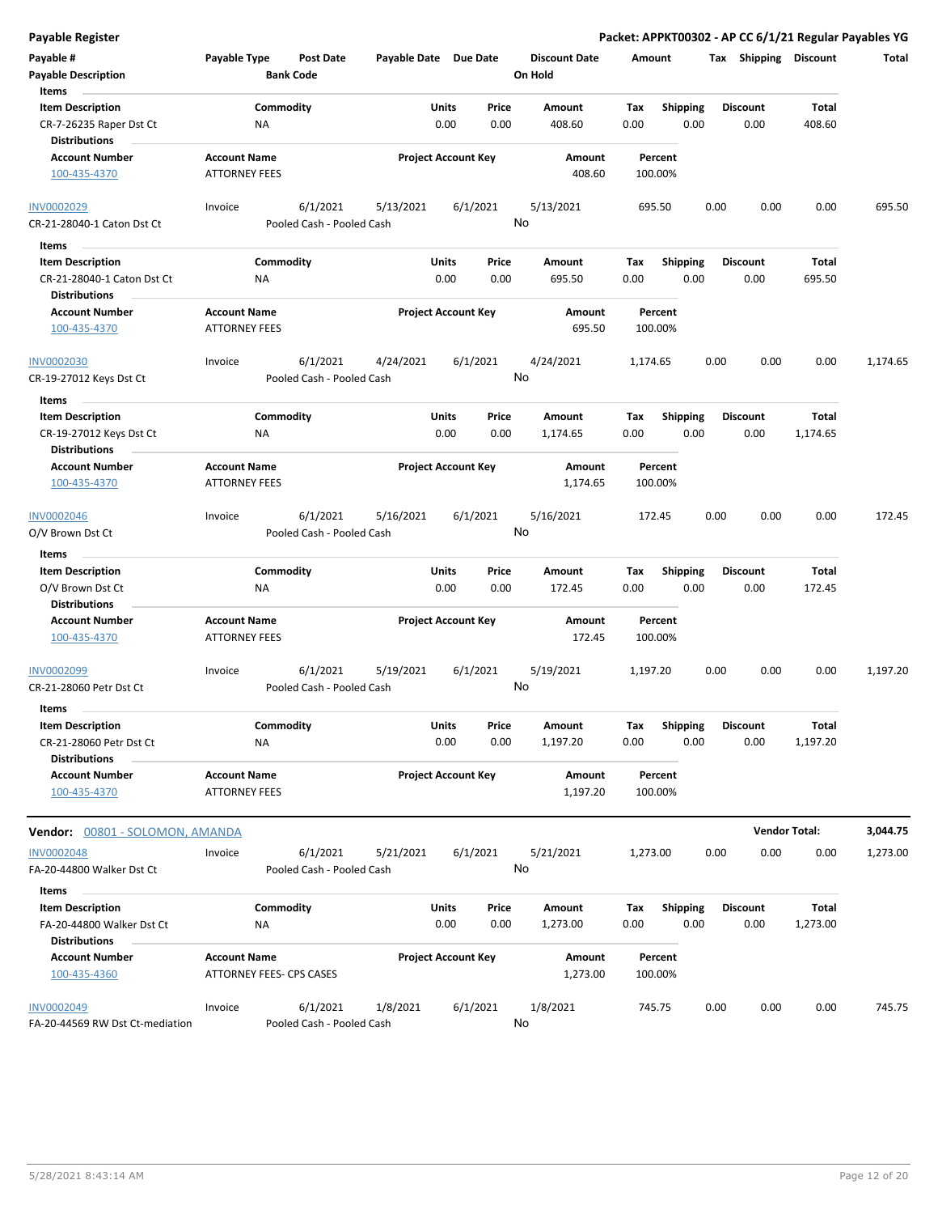**Payable Register** — **Packet: APPKT00302 - AP CC 6/1/21 Regular Payables YG**

| Payable # / Payable Description | Payable Type | Post Date / Bank Code | Payable Date | Due Date | Discount Date / On Hold | Amount | Tax | Shipping | Discount | Total |
|---|---|---|---|---|---|---|---|---|---|---|

**Items**

| Item Description | Commodity | Units | Price | Amount | Tax | Shipping | Discount | Total |
|---|---|---|---|---|---|---|---|---|
| CR-7-26235 Raper Dst Ct | NA | 0.00 | 0.00 | 408.60 | 0.00 | 0.00 | 0.00 | 408.60 |

**Distributions**

| Account Number | Account Name | Project Account Key | Amount | Percent |
|---|---|---|---|---|
| 100-435-4370 | ATTORNEY FEES | | 408.60 | 100.00% |

| Payable # | Payable Type | Post Date | Payable Date | Due Date | Discount Date | Amount | Tax | Shipping | Discount | Total |
|---|---|---|---|---|---|---|---|---|---|---|
| INV0002029 | Invoice | 6/1/2021 | 5/13/2021 | 6/1/2021 | 5/13/2021 | 695.50 | 0.00 | 0.00 | 0.00 | 695.50 |
| CR-21-28040-1 Caton Dst Ct | | Pooled Cash - Pooled Cash | | | No | | | | | |

**Items**

| Item Description | Commodity | Units | Price | Amount | Tax | Shipping | Discount | Total |
|---|---|---|---|---|---|---|---|---|
| CR-21-28040-1 Caton Dst Ct | NA | 0.00 | 0.00 | 695.50 | 0.00 | 0.00 | 0.00 | 695.50 |

**Distributions**

| Account Number | Account Name | Project Account Key | Amount | Percent |
|---|---|---|---|---|
| 100-435-4370 | ATTORNEY FEES | | 695.50 | 100.00% |

| Payable # | Payable Type | Post Date | Payable Date | Due Date | Discount Date | Amount | Tax | Shipping | Discount | Total |
|---|---|---|---|---|---|---|---|---|---|---|
| INV0002030 | Invoice | 6/1/2021 | 4/24/2021 | 6/1/2021 | 4/24/2021 | 1,174.65 | 0.00 | 0.00 | 0.00 | 1,174.65 |
| CR-19-27012 Keys Dst Ct | | Pooled Cash - Pooled Cash | | | No | | | | | |

**Items**

| Item Description | Commodity | Units | Price | Amount | Tax | Shipping | Discount | Total |
|---|---|---|---|---|---|---|---|---|
| CR-19-27012 Keys Dst Ct | NA | 0.00 | 0.00 | 1,174.65 | 0.00 | 0.00 | 0.00 | 1,174.65 |

**Distributions**

| Account Number | Account Name | Project Account Key | Amount | Percent |
|---|---|---|---|---|
| 100-435-4370 | ATTORNEY FEES | | 1,174.65 | 100.00% |

| Payable # | Payable Type | Post Date | Payable Date | Due Date | Discount Date | Amount | Tax | Shipping | Discount | Total |
|---|---|---|---|---|---|---|---|---|---|---|
| INV0002046 | Invoice | 6/1/2021 | 5/16/2021 | 6/1/2021 | 5/16/2021 | 172.45 | 0.00 | 0.00 | 0.00 | 172.45 |
| O/V Brown Dst Ct | | Pooled Cash - Pooled Cash | | | No | | | | | |

**Items**

| Item Description | Commodity | Units | Price | Amount | Tax | Shipping | Discount | Total |
|---|---|---|---|---|---|---|---|---|
| O/V Brown Dst Ct | NA | 0.00 | 0.00 | 172.45 | 0.00 | 0.00 | 0.00 | 172.45 |

**Distributions**

| Account Number | Account Name | Project Account Key | Amount | Percent |
|---|---|---|---|---|
| 100-435-4370 | ATTORNEY FEES | | 172.45 | 100.00% |

| Payable # | Payable Type | Post Date | Payable Date | Due Date | Discount Date | Amount | Tax | Shipping | Discount | Total |
|---|---|---|---|---|---|---|---|---|---|---|
| INV0002099 | Invoice | 6/1/2021 | 5/19/2021 | 6/1/2021 | 5/19/2021 | 1,197.20 | 0.00 | 0.00 | 0.00 | 1,197.20 |
| CR-21-28060 Petr Dst Ct | | Pooled Cash - Pooled Cash | | | No | | | | | |

**Items**

| Item Description | Commodity | Units | Price | Amount | Tax | Shipping | Discount | Total |
|---|---|---|---|---|---|---|---|---|
| CR-21-28060 Petr Dst Ct | NA | 0.00 | 0.00 | 1,197.20 | 0.00 | 0.00 | 0.00 | 1,197.20 |

**Distributions**

| Account Number | Account Name | Project Account Key | Amount | Percent |
|---|---|---|---|---|
| 100-435-4370 | ATTORNEY FEES | | 1,197.20 | 100.00% |

**Vendor:** 00801 - SOLOMON, AMANDA — **Vendor Total:** **3,044.75**

| Payable # | Payable Type | Post Date | Payable Date | Due Date | Discount Date | Amount | Tax | Shipping | Discount | Total |
|---|---|---|---|---|---|---|---|---|---|---|
| INV0002048 | Invoice | 6/1/2021 | 5/21/2021 | 6/1/2021 | 5/21/2021 | 1,273.00 | 0.00 | 0.00 | 0.00 | 1,273.00 |
| FA-20-44800 Walker Dst Ct | | Pooled Cash - Pooled Cash | | | No | | | | | |

**Items**

| Item Description | Commodity | Units | Price | Amount | Tax | Shipping | Discount | Total |
|---|---|---|---|---|---|---|---|---|
| FA-20-44800 Walker Dst Ct | NA | 0.00 | 0.00 | 1,273.00 | 0.00 | 0.00 | 0.00 | 1,273.00 |

**Distributions**

| Account Number | Account Name | Project Account Key | Amount | Percent |
|---|---|---|---|---|
| 100-435-4360 | ATTORNEY FEES- CPS CASES | | 1,273.00 | 100.00% |

| Payable # | Payable Type | Post Date | Payable Date | Due Date | Discount Date | Amount | Tax | Shipping | Discount | Total |
|---|---|---|---|---|---|---|---|---|---|---|
| INV0002049 | Invoice | 6/1/2021 | 1/8/2021 | 6/1/2021 | 1/8/2021 | 745.75 | 0.00 | 0.00 | 0.00 | 745.75 |
| FA-20-44569 RW Dst Ct-mediation | | Pooled Cash - Pooled Cash | | | No | | | | | |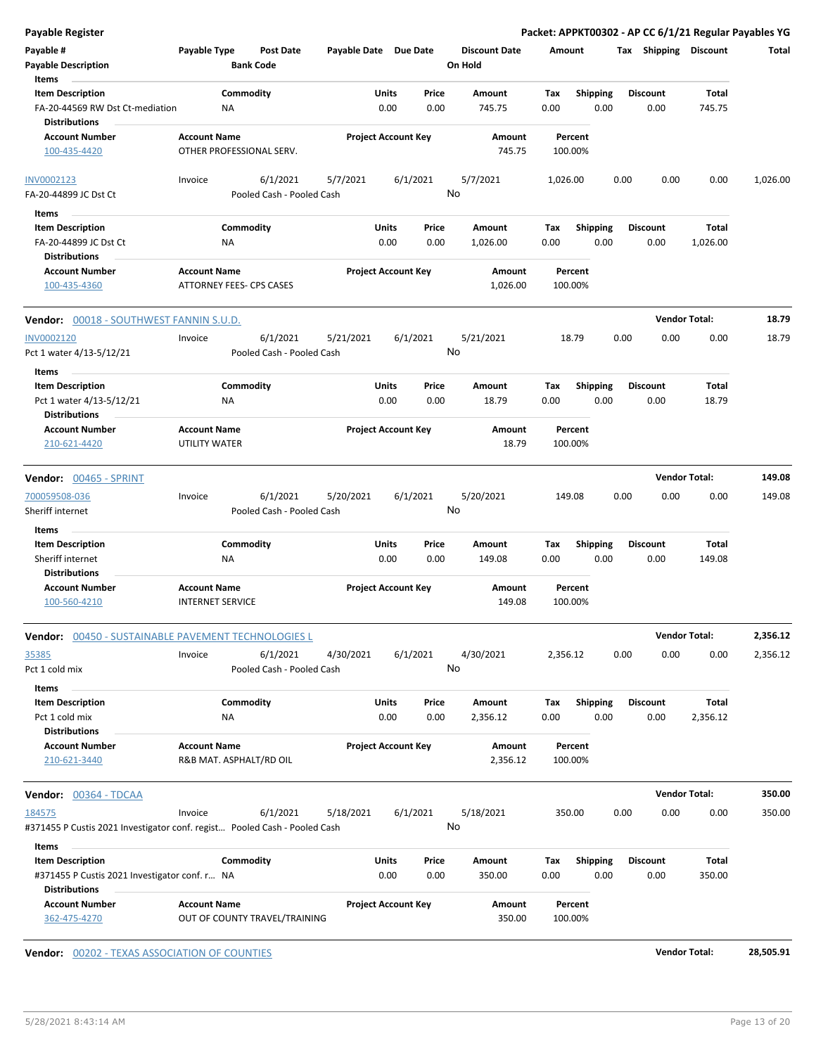**Payable Register** — **Packet: APPKT00302 - AP CC 6/1/21 Regular Payables YG**

| Payable # | Payable Type | Post Date | Payable Date | Due Date | Discount Date | Amount | Tax | Shipping | Discount | Total |
|---|---|---|---|---|---|---|---|---|---|---|
| **Payable Description** | | **Bank Code** | | | **On Hold** | | | | | |

**Items**

| Item Description | Commodity | Units | Price | Amount | Tax | Shipping | Discount | Total |
|---|---|---|---|---|---|---|---|---|
| FA-20-44569 RW Dst Ct-mediation | NA | 0.00 | 0.00 | 745.75 | 0.00 | 0.00 | 0.00 | 745.75 |

**Distributions**

| Account Number | Account Name | Project Account Key | Amount | Percent |
|---|---|---|---|---|
| 100-435-4420 | OTHER PROFESSIONAL SERV. | | 745.75 | 100.00% |

| Payable # | Payable Type | Post Date | Payable Date | Due Date | Discount Date | Amount | Tax | Shipping | Discount | Total |
|---|---|---|---|---|---|---|---|---|---|---|
| INV0002123 | Invoice | 6/1/2021 | 5/7/2021 | 6/1/2021 | 5/7/2021 | 1,026.00 | 0.00 | 0.00 | 0.00 | 1,026.00 |
| FA-20-44899 JC Dst Ct | | Pooled Cash - Pooled Cash | | | No | | | | | |

**Items**

| Item Description | Commodity | Units | Price | Amount | Tax | Shipping | Discount | Total |
|---|---|---|---|---|---|---|---|---|
| FA-20-44899 JC Dst Ct | NA | 0.00 | 0.00 | 1,026.00 | 0.00 | 0.00 | 0.00 | 1,026.00 |

**Distributions**

| Account Number | Account Name | Project Account Key | Amount | Percent |
|---|---|---|---|---|
| 100-435-4360 | ATTORNEY FEES- CPS CASES | | 1,026.00 | 100.00% |

**Vendor:** 00018 - SOUTHWEST FANNIN S.U.D. — **Vendor Total: 18.79**

| Payable # | Payable Type | Post Date | Payable Date | Due Date | Discount Date | Amount | Tax | Shipping | Discount | Total |
|---|---|---|---|---|---|---|---|---|---|---|
| INV0002120 | Invoice | 6/1/2021 | 5/21/2021 | 6/1/2021 | 5/21/2021 | 18.79 | 0.00 | 0.00 | 0.00 | 18.79 |
| Pct 1 water 4/13-5/12/21 | | Pooled Cash - Pooled Cash | | | No | | | | | |

**Items**

| Item Description | Commodity | Units | Price | Amount | Tax | Shipping | Discount | Total |
|---|---|---|---|---|---|---|---|---|
| Pct 1 water 4/13-5/12/21 | NA | 0.00 | 0.00 | 18.79 | 0.00 | 0.00 | 0.00 | 18.79 |

**Distributions**

| Account Number | Account Name | Project Account Key | Amount | Percent |
|---|---|---|---|---|
| 210-621-4420 | UTILITY WATER | | 18.79 | 100.00% |

**Vendor:** 00465 - SPRINT — **Vendor Total: 149.08**

| Payable # | Payable Type | Post Date | Payable Date | Due Date | Discount Date | Amount | Tax | Shipping | Discount | Total |
|---|---|---|---|---|---|---|---|---|---|---|
| 700059508-036 | Invoice | 6/1/2021 | 5/20/2021 | 6/1/2021 | 5/20/2021 | 149.08 | 0.00 | 0.00 | 0.00 | 149.08 |
| Sheriff internet | | Pooled Cash - Pooled Cash | | | No | | | | | |

**Items**

| Item Description | Commodity | Units | Price | Amount | Tax | Shipping | Discount | Total |
|---|---|---|---|---|---|---|---|---|
| Sheriff internet | NA | 0.00 | 0.00 | 149.08 | 0.00 | 0.00 | 0.00 | 149.08 |

**Distributions**

| Account Number | Account Name | Project Account Key | Amount | Percent |
|---|---|---|---|---|
| 100-560-4210 | INTERNET SERVICE | | 149.08 | 100.00% |

**Vendor:** 00450 - SUSTAINABLE PAVEMENT TECHNOLOGIES L — **Vendor Total: 2,356.12**

| Payable # | Payable Type | Post Date | Payable Date | Due Date | Discount Date | Amount | Tax | Shipping | Discount | Total |
|---|---|---|---|---|---|---|---|---|---|---|
| 35385 | Invoice | 6/1/2021 | 4/30/2021 | 6/1/2021 | 4/30/2021 | 2,356.12 | 0.00 | 0.00 | 0.00 | 2,356.12 |
| Pct 1 cold mix | | Pooled Cash - Pooled Cash | | | No | | | | | |

**Items**

| Item Description | Commodity | Units | Price | Amount | Tax | Shipping | Discount | Total |
|---|---|---|---|---|---|---|---|---|
| Pct 1 cold mix | NA | 0.00 | 0.00 | 2,356.12 | 0.00 | 0.00 | 0.00 | 2,356.12 |

**Distributions**

| Account Number | Account Name | Project Account Key | Amount | Percent |
|---|---|---|---|---|
| 210-621-3440 | R&B MAT. ASPHALT/RD OIL | | 2,356.12 | 100.00% |

**Vendor:** 00364 - TDCAA — **Vendor Total: 350.00**

| Payable # | Payable Type | Post Date | Payable Date | Due Date | Discount Date | Amount | Tax | Shipping | Discount | Total |
|---|---|---|---|---|---|---|---|---|---|---|
| 184575 | Invoice | 6/1/2021 | 5/18/2021 | 6/1/2021 | 5/18/2021 | 350.00 | 0.00 | 0.00 | 0.00 | 350.00 |
| #371455 P Custis 2021 Investigator conf. regist... | | Pooled Cash - Pooled Cash | | | No | | | | | |

**Items**

| Item Description | Commodity | Units | Price | Amount | Tax | Shipping | Discount | Total |
|---|---|---|---|---|---|---|---|---|
| #371455 P Custis 2021 Investigator conf. r... | NA | 0.00 | 0.00 | 350.00 | 0.00 | 0.00 | 0.00 | 350.00 |

**Distributions**

| Account Number | Account Name | Project Account Key | Amount | Percent |
|---|---|---|---|---|
| 362-475-4270 | OUT OF COUNTY TRAVEL/TRAINING | | 350.00 | 100.00% |

**Vendor:** 00202 - TEXAS ASSOCIATION OF COUNTIES — **Vendor Total: 28,505.91**

5/28/2021 8:43:14 AM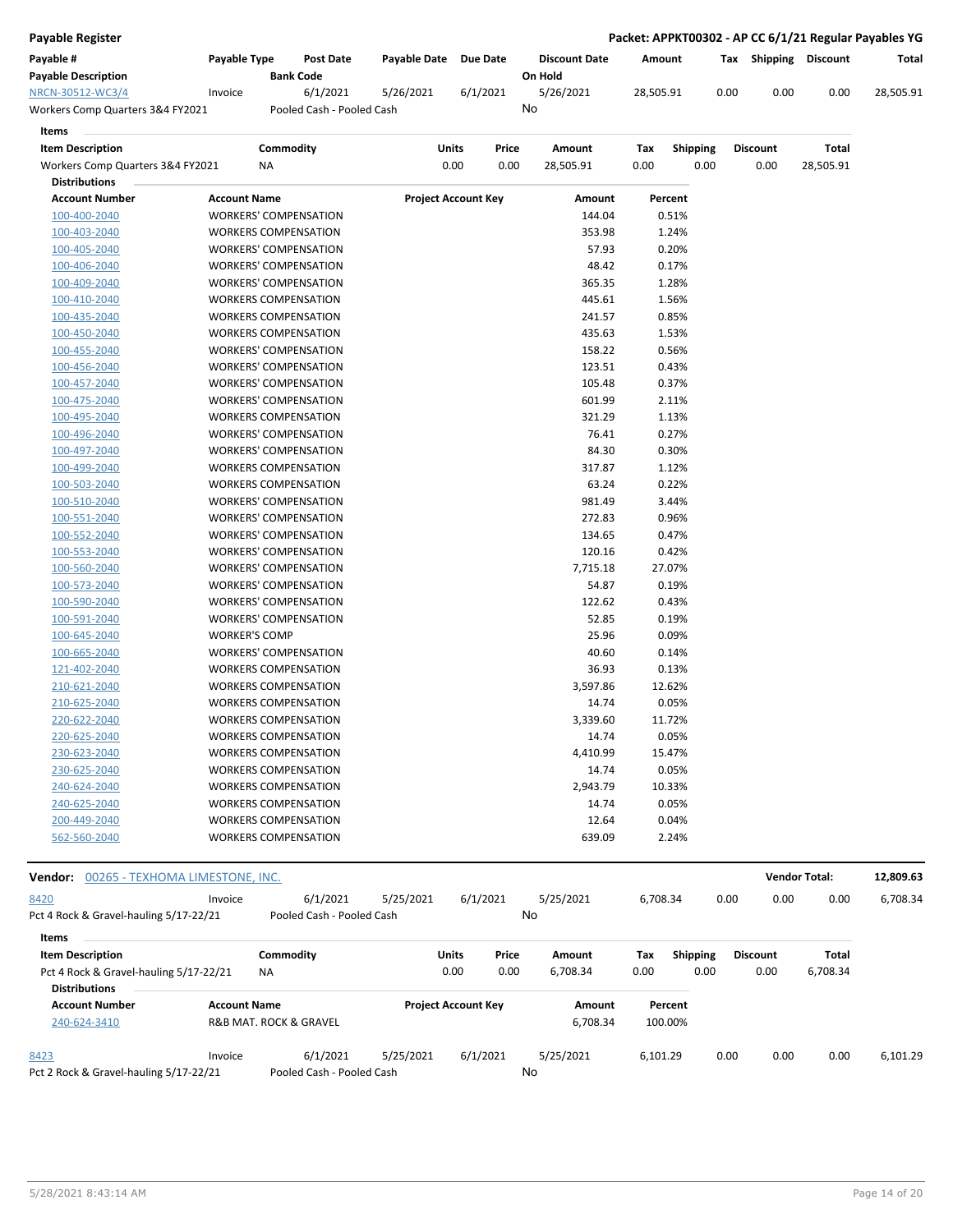**Payable Register** | **Packet: APPKT00302 - AP CC 6/1/21 Regular Payables YG**

| Payable # | Payable Type | Post Date | Payable Date | Due Date | Discount Date | Amount | Tax | Shipping | Discount | Total |
|---|---|---|---|---|---|---|---|---|---|---|
| **Payable Description** | | **Bank Code** | | | **On Hold** | | | | | |
| NRCN-30512-WC3/4 | Invoice | 6/1/2021 | 5/26/2021 | 6/1/2021 | 5/26/2021 | 28,505.91 | 0.00 | 0.00 | 0.00 | 28,505.91 |
| Workers Comp Quarters 3&4 FY2021 | | Pooled Cash - Pooled Cash | | | No | | | | | |

**Items**

| Item Description | Commodity | Units | Price | Amount | Tax | Shipping | Discount | Total |
|---|---|---|---|---|---|---|---|---|
| Workers Comp Quarters 3&4 FY2021 | NA | 0.00 | 0.00 | 28,505.91 | 0.00 | 0.00 | 0.00 | 28,505.91 |

**Distributions**

| Account Number | Account Name | Project Account Key | Amount | Percent |
|---|---|---|---|---|
| 100-400-2040 | WORKERS' COMPENSATION | | 144.04 | 0.51% |
| 100-403-2040 | WORKERS COMPENSATION | | 353.98 | 1.24% |
| 100-405-2040 | WORKERS' COMPENSATION | | 57.93 | 0.20% |
| 100-406-2040 | WORKERS' COMPENSATION | | 48.42 | 0.17% |
| 100-409-2040 | WORKERS' COMPENSATION | | 365.35 | 1.28% |
| 100-410-2040 | WORKERS COMPENSATION | | 445.61 | 1.56% |
| 100-435-2040 | WORKERS COMPENSATION | | 241.57 | 0.85% |
| 100-450-2040 | WORKERS COMPENSATION | | 435.63 | 1.53% |
| 100-455-2040 | WORKERS' COMPENSATION | | 158.22 | 0.56% |
| 100-456-2040 | WORKERS' COMPENSATION | | 123.51 | 0.43% |
| 100-457-2040 | WORKERS' COMPENSATION | | 105.48 | 0.37% |
| 100-475-2040 | WORKERS' COMPENSATION | | 601.99 | 2.11% |
| 100-495-2040 | WORKERS COMPENSATION | | 321.29 | 1.13% |
| 100-496-2040 | WORKERS' COMPENSATION | | 76.41 | 0.27% |
| 100-497-2040 | WORKERS' COMPENSATION | | 84.30 | 0.30% |
| 100-499-2040 | WORKERS COMPENSATION | | 317.87 | 1.12% |
| 100-503-2040 | WORKERS' COMPENSATION | | 63.24 | 0.22% |
| 100-510-2040 | WORKERS' COMPENSATION | | 981.49 | 3.44% |
| 100-551-2040 | WORKERS' COMPENSATION | | 272.83 | 0.96% |
| 100-552-2040 | WORKERS' COMPENSATION | | 134.65 | 0.47% |
| 100-553-2040 | WORKERS' COMPENSATION | | 120.16 | 0.42% |
| 100-560-2040 | WORKERS' COMPENSATION | | 7,715.18 | 27.07% |
| 100-573-2040 | WORKERS' COMPENSATION | | 54.87 | 0.19% |
| 100-590-2040 | WORKERS' COMPENSATION | | 122.62 | 0.43% |
| 100-591-2040 | WORKERS' COMPENSATION | | 52.85 | 0.19% |
| 100-645-2040 | WORKER'S COMP | | 25.96 | 0.09% |
| 100-665-2040 | WORKERS' COMPENSATION | | 40.60 | 0.14% |
| 121-402-2040 | WORKERS COMPENSATION | | 36.93 | 0.13% |
| 210-621-2040 | WORKERS COMPENSATION | | 3,597.86 | 12.62% |
| 210-625-2040 | WORKERS COMPENSATION | | 14.74 | 0.05% |
| 220-622-2040 | WORKERS COMPENSATION | | 3,339.60 | 11.72% |
| 220-625-2040 | WORKERS COMPENSATION | | 14.74 | 0.05% |
| 230-623-2040 | WORKERS COMPENSATION | | 4,410.99 | 15.47% |
| 230-625-2040 | WORKERS COMPENSATION | | 14.74 | 0.05% |
| 240-624-2040 | WORKERS COMPENSATION | | 2,943.79 | 10.33% |
| 240-625-2040 | WORKERS COMPENSATION | | 14.74 | 0.05% |
| 200-449-2040 | WORKERS COMPENSATION | | 12.64 | 0.04% |
| 562-560-2040 | WORKERS COMPENSATION | | 639.09 | 2.24% |

**Vendor:** 00265 - TEXHOMA LIMESTONE, INC. — **Vendor Total:** **12,809.63**

| Payable # | Payable Type | Post Date | Payable Date | Due Date | Discount Date | Amount | Tax | Shipping | Discount | Total |
|---|---|---|---|---|---|---|---|---|---|---|
| 8420 | Invoice | 6/1/2021 | 5/25/2021 | 6/1/2021 | 5/25/2021 | 6,708.34 | 0.00 | 0.00 | 0.00 | 6,708.34 |
| Pct 4 Rock & Gravel-hauling 5/17-22/21 | | Pooled Cash - Pooled Cash | | | No | | | | | |

**Items**

| Item Description | Commodity | Units | Price | Amount | Tax | Shipping | Discount | Total |
|---|---|---|---|---|---|---|---|---|
| Pct 4 Rock & Gravel-hauling 5/17-22/21 | NA | 0.00 | 0.00 | 6,708.34 | 0.00 | 0.00 | 0.00 | 6,708.34 |

**Distributions**

| Account Number | Account Name | Project Account Key | Amount | Percent |
|---|---|---|---|---|
| 240-624-3410 | R&B MAT. ROCK & GRAVEL | | 6,708.34 | 100.00% |

| Payable # | Payable Type | Post Date | Payable Date | Due Date | Discount Date | Amount | Tax | Shipping | Discount | Total |
|---|---|---|---|---|---|---|---|---|---|---|
| 8423 | Invoice | 6/1/2021 | 5/25/2021 | 6/1/2021 | 5/25/2021 | 6,101.29 | 0.00 | 0.00 | 0.00 | 6,101.29 |
| Pct 2 Rock & Gravel-hauling 5/17-22/21 | | Pooled Cash - Pooled Cash | | | No | | | | | |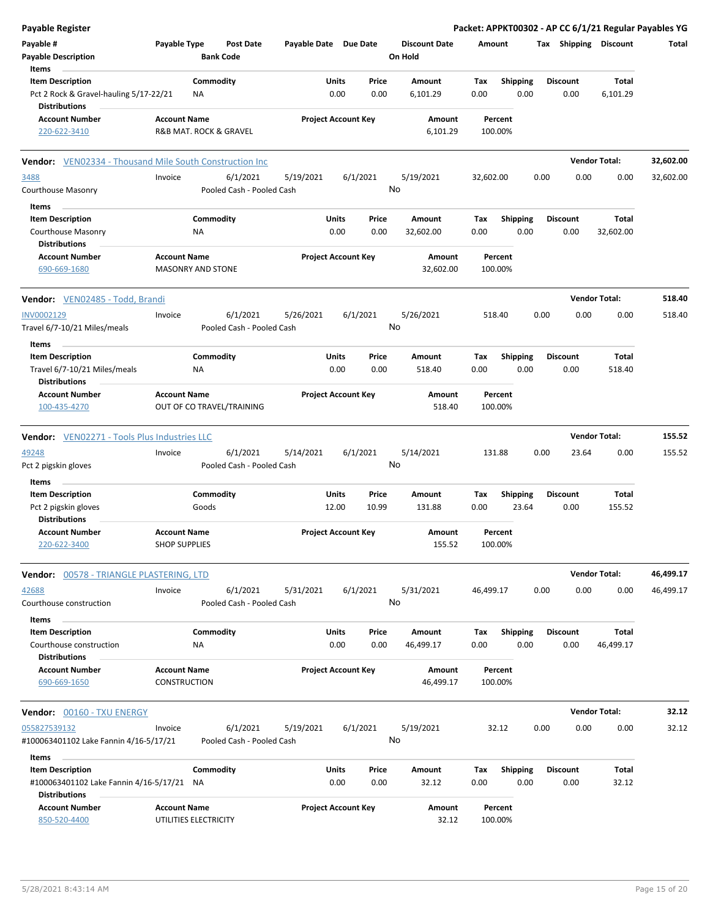# Payable Register

**Packet: APPKT00302 - AP CC 6/1/21 Regular Payables YG**

| Payable # | Payable Type | Post Date | Payable Date | Due Date | Discount Date | Amount | Tax | Shipping | Discount | Total |
|---|---|---|---|---|---|---|---|---|---|---|
| Payable Description | | Bank Code | | | On Hold | | | | | |

**Items**

| Item Description | Commodity | Units | Price | Amount | Tax | Shipping | Discount | Total |
|---|---|---|---|---|---|---|---|---|
| Pct 2 Rock & Gravel-hauling 5/17-22/21 | NA | 0.00 | 0.00 | 6,101.29 | 0.00 | 0.00 | 0.00 | 6,101.29 |

**Distributions**

| Account Number | Account Name | Project Account Key | Amount | Percent |
|---|---|---|---|---|
| 220-622-3410 | R&B MAT. ROCK & GRAVEL | | 6,101.29 | 100.00% |

---

**Vendor: VEN02334 - Thousand Mile South Construction Inc** — Vendor Total: 32,602.00

| Payable # | Payable Type | Post Date | Payable Date | Due Date | Discount Date | Amount | Tax | Shipping | Discount | Total |
|---|---|---|---|---|---|---|---|---|---|---|
| 3488 | Invoice | 6/1/2021 | 5/19/2021 | 6/1/2021 | 5/19/2021 | 32,602.00 | 0.00 | 0.00 | 0.00 | 32,602.00 |
| Courthouse Masonry | | Pooled Cash - Pooled Cash | | | No | | | | | |

**Items**

| Item Description | Commodity | Units | Price | Amount | Tax | Shipping | Discount | Total |
|---|---|---|---|---|---|---|---|---|
| Courthouse Masonry | NA | 0.00 | 0.00 | 32,602.00 | 0.00 | 0.00 | 0.00 | 32,602.00 |

**Distributions**

| Account Number | Account Name | Project Account Key | Amount | Percent |
|---|---|---|---|---|
| 690-669-1680 | MASONRY AND STONE | | 32,602.00 | 100.00% |

---

**Vendor: VEN02485 - Todd, Brandi** — Vendor Total: 518.40

| Payable # | Payable Type | Post Date | Payable Date | Due Date | Discount Date | Amount | Tax | Shipping | Discount | Total |
|---|---|---|---|---|---|---|---|---|---|---|
| INV0002129 | Invoice | 6/1/2021 | 5/26/2021 | 6/1/2021 | 5/26/2021 | 518.40 | 0.00 | 0.00 | 0.00 | 518.40 |
| Travel 6/7-10/21 Miles/meals | | Pooled Cash - Pooled Cash | | | No | | | | | |

**Items**

| Item Description | Commodity | Units | Price | Amount | Tax | Shipping | Discount | Total |
|---|---|---|---|---|---|---|---|---|
| Travel 6/7-10/21 Miles/meals | NA | 0.00 | 0.00 | 518.40 | 0.00 | 0.00 | 0.00 | 518.40 |

**Distributions**

| Account Number | Account Name | Project Account Key | Amount | Percent |
|---|---|---|---|---|
| 100-435-4270 | OUT OF CO TRAVEL/TRAINING | | 518.40 | 100.00% |

---

**Vendor: VEN02271 - Tools Plus Industries LLC** — Vendor Total: 155.52

| Payable # | Payable Type | Post Date | Payable Date | Due Date | Discount Date | Amount | Tax | Shipping | Discount | Total |
|---|---|---|---|---|---|---|---|---|---|---|
| 49248 | Invoice | 6/1/2021 | 5/14/2021 | 6/1/2021 | 5/14/2021 | 131.88 | 0.00 | 23.64 | 0.00 | 155.52 |
| Pct 2 pigskin gloves | | Pooled Cash - Pooled Cash | | | No | | | | | |

**Items**

| Item Description | Commodity | Units | Price | Amount | Tax | Shipping | Discount | Total |
|---|---|---|---|---|---|---|---|---|
| Pct 2 pigskin gloves | Goods | 12.00 | 10.99 | 131.88 | 0.00 | 23.64 | 0.00 | 155.52 |

**Distributions**

| Account Number | Account Name | Project Account Key | Amount | Percent |
|---|---|---|---|---|
| 220-622-3400 | SHOP SUPPLIES | | 155.52 | 100.00% |

---

**Vendor: 00578 - TRIANGLE PLASTERING, LTD** — Vendor Total: 46,499.17

| Payable # | Payable Type | Post Date | Payable Date | Due Date | Discount Date | Amount | Tax | Shipping | Discount | Total |
|---|---|---|---|---|---|---|---|---|---|---|
| 42688 | Invoice | 6/1/2021 | 5/31/2021 | 6/1/2021 | 5/31/2021 | 46,499.17 | 0.00 | 0.00 | 0.00 | 46,499.17 |
| Courthouse construction | | Pooled Cash - Pooled Cash | | | No | | | | | |

**Items**

| Item Description | Commodity | Units | Price | Amount | Tax | Shipping | Discount | Total |
|---|---|---|---|---|---|---|---|---|
| Courthouse construction | NA | 0.00 | 0.00 | 46,499.17 | 0.00 | 0.00 | 0.00 | 46,499.17 |

**Distributions**

| Account Number | Account Name | Project Account Key | Amount | Percent |
|---|---|---|---|---|
| 690-669-1650 | CONSTRUCTION | | 46,499.17 | 100.00% |

---

**Vendor: 00160 - TXU ENERGY** — Vendor Total: 32.12

| Payable # | Payable Type | Post Date | Payable Date | Due Date | Discount Date | Amount | Tax | Shipping | Discount | Total |
|---|---|---|---|---|---|---|---|---|---|---|
| 055827539132 | Invoice | 6/1/2021 | 5/19/2021 | 6/1/2021 | 5/19/2021 | 32.12 | 0.00 | 0.00 | 0.00 | 32.12 |
| #100063401102 Lake Fannin 4/16-5/17/21 | | Pooled Cash - Pooled Cash | | | No | | | | | |

**Items**

| Item Description | Commodity | Units | Price | Amount | Tax | Shipping | Discount | Total |
|---|---|---|---|---|---|---|---|---|
| #100063401102 Lake Fannin 4/16-5/17/21 | NA | 0.00 | 0.00 | 32.12 | 0.00 | 0.00 | 0.00 | 32.12 |

**Distributions**

| Account Number | Account Name | Project Account Key | Amount | Percent |
|---|---|---|---|---|
| 850-520-4400 | UTILITIES ELECTRICITY | | 32.12 | 100.00% |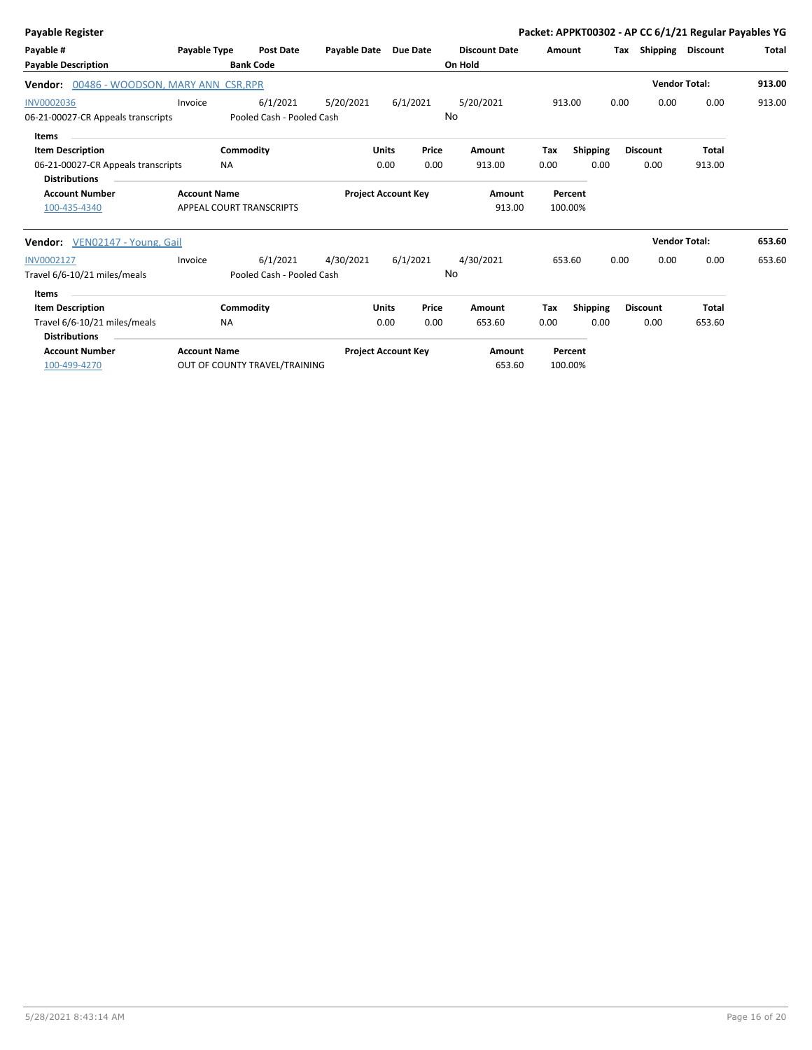| Payable # | Payable Type | Post Date | Payable Date | Due Date | Discount Date | Amount | Tax | Shipping | Discount | Total |
|---|---|---|---|---|---|---|---|---|---|---|
| Payable Description | | Bank Code | | | On Hold | | | | | |

**Vendor: 00486 - WOODSON, MARY ANN CSR,RPR** — **Vendor Total: 913.00**

| Payable # | Payable Type | Post Date | Payable Date | Due Date | Discount Date | Amount | Tax | Shipping | Discount | Total |
|---|---|---|---|---|---|---|---|---|---|---|
| INV0002036 | Invoice | 6/1/2021 | 5/20/2021 | 6/1/2021 | 5/20/2021 | 913.00 | 0.00 | 0.00 | 0.00 | 913.00 |
| 06-21-00027-CR Appeals transcripts | | Pooled Cash - Pooled Cash | | | No | | | | | |

**Items**

| Item Description | Commodity | Units | Price | Amount | Tax | Shipping | Discount | Total |
|---|---|---|---|---|---|---|---|---|
| 06-21-00027-CR Appeals transcripts | NA | 0.00 | 0.00 | 913.00 | 0.00 | 0.00 | 0.00 | 913.00 |

**Distributions**

| Account Number | Account Name | Project Account Key | Amount | Percent |
|---|---|---|---|---|
| 100-435-4340 | APPEAL COURT TRANSCRIPTS | | 913.00 | 100.00% |

**Vendor: VEN02147 - Young, Gail** — **Vendor Total: 653.60**

| Payable # | Payable Type | Post Date | Payable Date | Due Date | Discount Date | Amount | Tax | Shipping | Discount | Total |
|---|---|---|---|---|---|---|---|---|---|---|
| INV0002127 | Invoice | 6/1/2021 | 4/30/2021 | 6/1/2021 | 4/30/2021 | 653.60 | 0.00 | 0.00 | 0.00 | 653.60 |
| Travel 6/6-10/21 miles/meals | | Pooled Cash - Pooled Cash | | | No | | | | | |

**Items**

| Item Description | Commodity | Units | Price | Amount | Tax | Shipping | Discount | Total |
|---|---|---|---|---|---|---|---|---|
| Travel 6/6-10/21 miles/meals | NA | 0.00 | 0.00 | 653.60 | 0.00 | 0.00 | 0.00 | 653.60 |

**Distributions**

| Account Number | Account Name | Project Account Key | Amount | Percent |
|---|---|---|---|---|
| 100-499-4270 | OUT OF COUNTY TRAVEL/TRAINING | | 653.60 | 100.00% |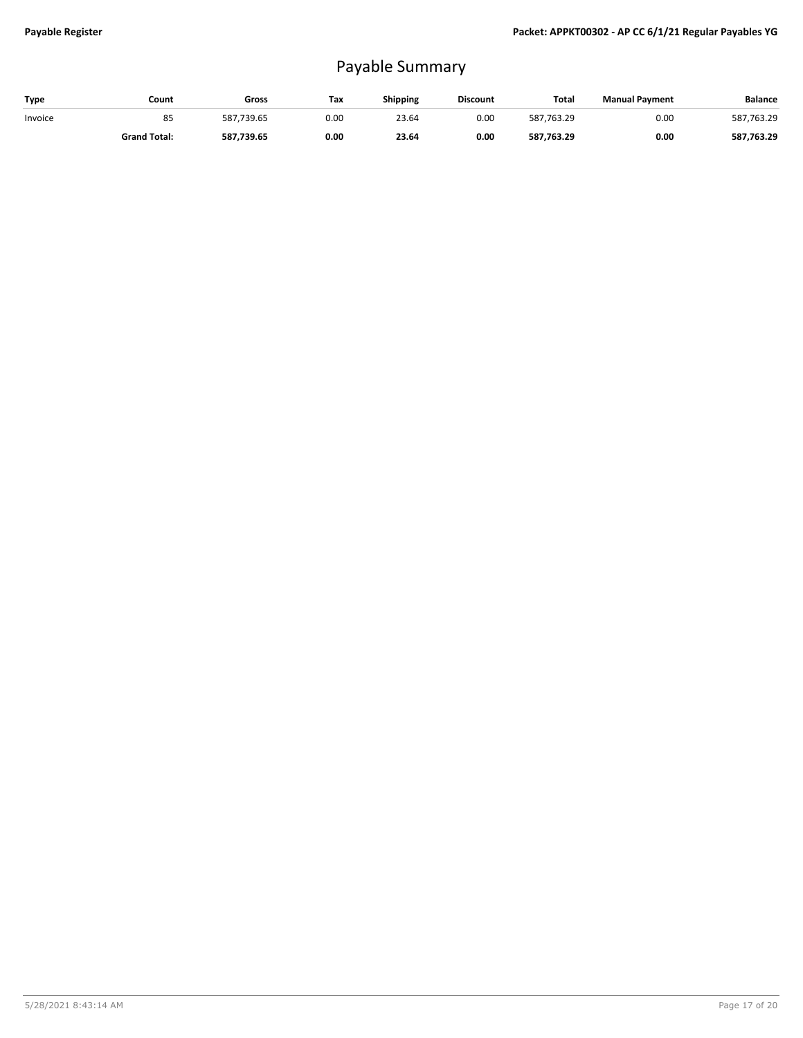# Payable Summary

| Type | Count | Gross | Tax | Shipping | Discount | Total | Manual Payment | Balance |
|---|---|---|---|---|---|---|---|---|
| Invoice | 85 | 587,739.65 | 0.00 | 23.64 | 0.00 | 587,763.29 | 0.00 | 587,763.29 |
| | **Grand Total:** | **587,739.65** | **0.00** | **23.64** | **0.00** | **587,763.29** | **0.00** | **587,763.29** |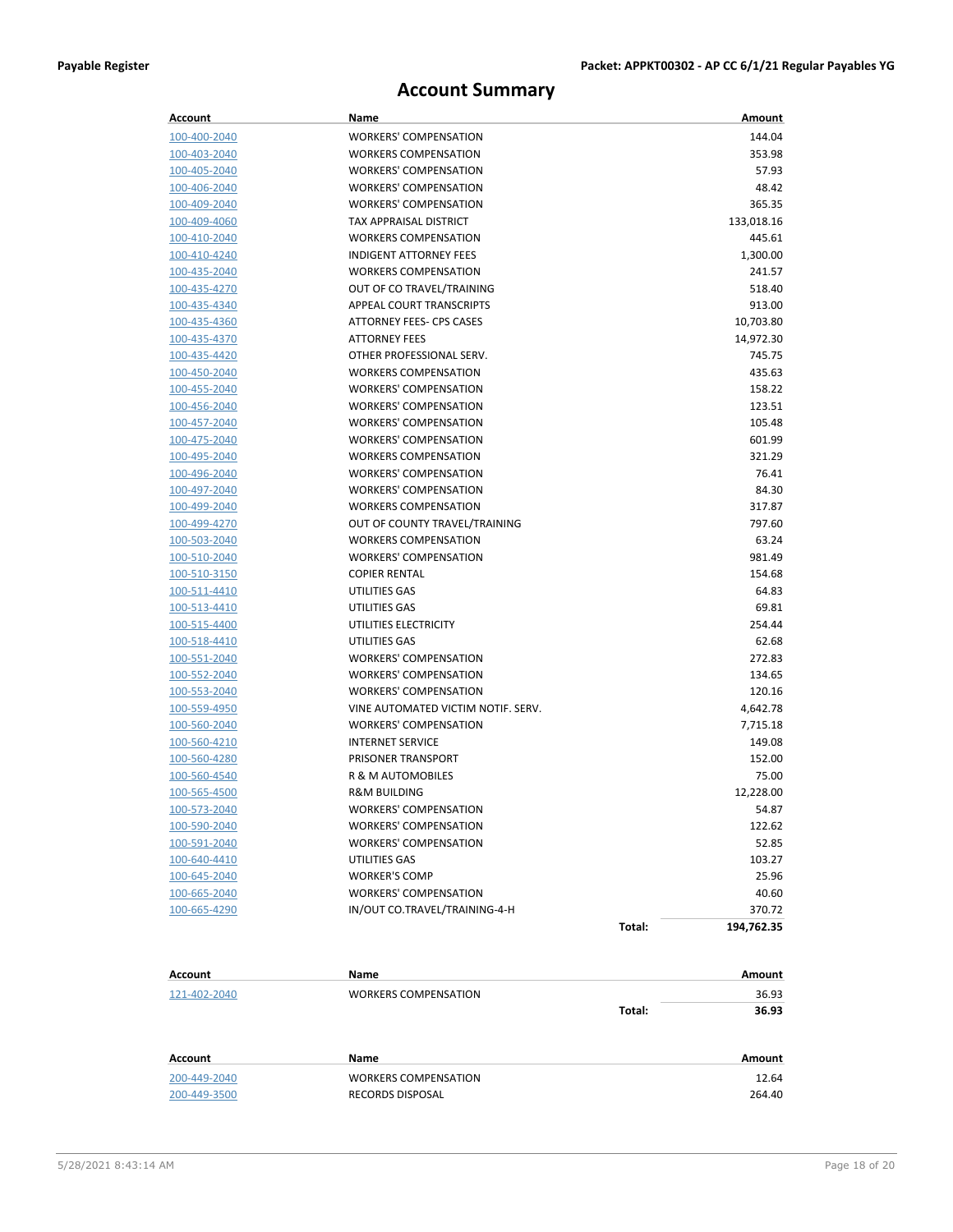# Account Summary

| Account | Name | | Amount |
|---|---|---|---|
| 100-400-2040 | WORKERS' COMPENSATION | | 144.04 |
| 100-403-2040 | WORKERS COMPENSATION | | 353.98 |
| 100-405-2040 | WORKERS' COMPENSATION | | 57.93 |
| 100-406-2040 | WORKERS' COMPENSATION | | 48.42 |
| 100-409-2040 | WORKERS' COMPENSATION | | 365.35 |
| 100-409-4060 | TAX APPRAISAL DISTRICT | | 133,018.16 |
| 100-410-2040 | WORKERS COMPENSATION | | 445.61 |
| 100-410-4240 | INDIGENT ATTORNEY FEES | | 1,300.00 |
| 100-435-2040 | WORKERS COMPENSATION | | 241.57 |
| 100-435-4270 | OUT OF CO TRAVEL/TRAINING | | 518.40 |
| 100-435-4340 | APPEAL COURT TRANSCRIPTS | | 913.00 |
| 100-435-4360 | ATTORNEY FEES- CPS CASES | | 10,703.80 |
| 100-435-4370 | ATTORNEY FEES | | 14,972.30 |
| 100-435-4420 | OTHER PROFESSIONAL SERV. | | 745.75 |
| 100-450-2040 | WORKERS COMPENSATION | | 435.63 |
| 100-455-2040 | WORKERS' COMPENSATION | | 158.22 |
| 100-456-2040 | WORKERS' COMPENSATION | | 123.51 |
| 100-457-2040 | WORKERS' COMPENSATION | | 105.48 |
| 100-475-2040 | WORKERS' COMPENSATION | | 601.99 |
| 100-495-2040 | WORKERS COMPENSATION | | 321.29 |
| 100-496-2040 | WORKERS' COMPENSATION | | 76.41 |
| 100-497-2040 | WORKERS' COMPENSATION | | 84.30 |
| 100-499-2040 | WORKERS COMPENSATION | | 317.87 |
| 100-499-4270 | OUT OF COUNTY TRAVEL/TRAINING | | 797.60 |
| 100-503-2040 | WORKERS COMPENSATION | | 63.24 |
| 100-510-2040 | WORKERS' COMPENSATION | | 981.49 |
| 100-510-3150 | COPIER RENTAL | | 154.68 |
| 100-511-4410 | UTILITIES GAS | | 64.83 |
| 100-513-4410 | UTILITIES GAS | | 69.81 |
| 100-515-4400 | UTILITIES ELECTRICITY | | 254.44 |
| 100-518-4410 | UTILITIES GAS | | 62.68 |
| 100-551-2040 | WORKERS' COMPENSATION | | 272.83 |
| 100-552-2040 | WORKERS' COMPENSATION | | 134.65 |
| 100-553-2040 | WORKERS' COMPENSATION | | 120.16 |
| 100-559-4950 | VINE AUTOMATED VICTIM NOTIF. SERV. | | 4,642.78 |
| 100-560-2040 | WORKERS' COMPENSATION | | 7,715.18 |
| 100-560-4210 | INTERNET SERVICE | | 149.08 |
| 100-560-4280 | PRISONER TRANSPORT | | 152.00 |
| 100-560-4540 | R & M AUTOMOBILES | | 75.00 |
| 100-565-4500 | R&M BUILDING | | 12,228.00 |
| 100-573-2040 | WORKERS' COMPENSATION | | 54.87 |
| 100-590-2040 | WORKERS' COMPENSATION | | 122.62 |
| 100-591-2040 | WORKERS' COMPENSATION | | 52.85 |
| 100-640-4410 | UTILITIES GAS | | 103.27 |
| 100-645-2040 | WORKER'S COMP | | 25.96 |
| 100-665-2040 | WORKERS' COMPENSATION | | 40.60 |
| 100-665-4290 | IN/OUT CO.TRAVEL/TRAINING-4-H | | 370.72 |
| | | **Total:** | **194,762.35** |

| Account | Name | | Amount |
|---|---|---|---|
| 121-402-2040 | WORKERS COMPENSATION | | 36.93 |
| | | **Total:** | **36.93** |

| Account | Name | Amount |
|---|---|---|
| 200-449-2040 | WORKERS COMPENSATION | 12.64 |
| 200-449-3500 | RECORDS DISPOSAL | 264.40 |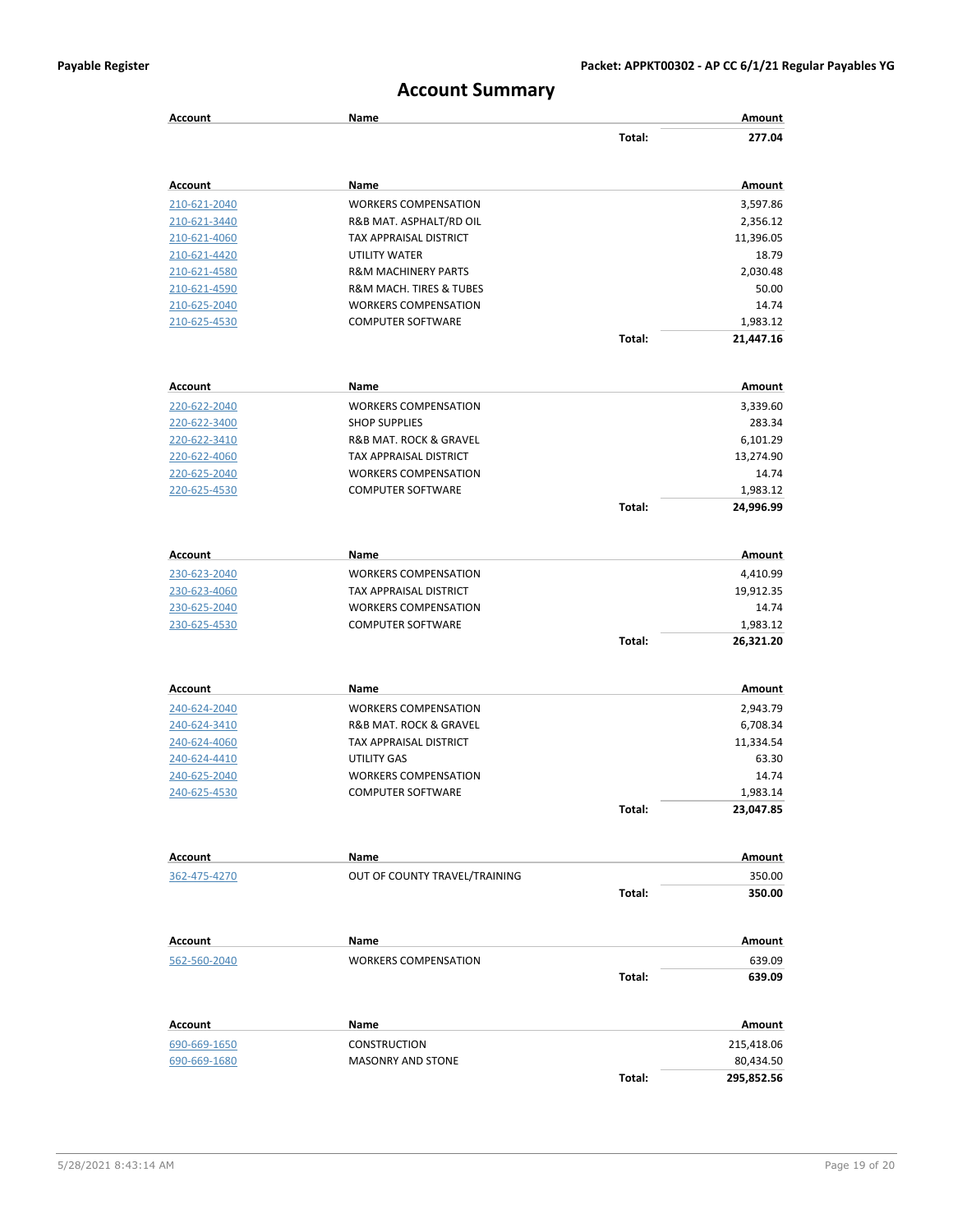# Account Summary

| Account | Name | | Amount |
|---|---|---|---|
| | | Total: | 277.04 |

| Account | Name | | Amount |
|---|---|---|---|
| 210-621-2040 | WORKERS COMPENSATION | | 3,597.86 |
| 210-621-3440 | R&B MAT. ASPHALT/RD OIL | | 2,356.12 |
| 210-621-4060 | TAX APPRAISAL DISTRICT | | 11,396.05 |
| 210-621-4420 | UTILITY WATER | | 18.79 |
| 210-621-4580 | R&M MACHINERY PARTS | | 2,030.48 |
| 210-621-4590 | R&M MACH. TIRES & TUBES | | 50.00 |
| 210-625-2040 | WORKERS COMPENSATION | | 14.74 |
| 210-625-4530 | COMPUTER SOFTWARE | | 1,983.12 |
| | | Total: | 21,447.16 |

| Account | Name | | Amount |
|---|---|---|---|
| 220-622-2040 | WORKERS COMPENSATION | | 3,339.60 |
| 220-622-3400 | SHOP SUPPLIES | | 283.34 |
| 220-622-3410 | R&B MAT. ROCK & GRAVEL | | 6,101.29 |
| 220-622-4060 | TAX APPRAISAL DISTRICT | | 13,274.90 |
| 220-625-2040 | WORKERS COMPENSATION | | 14.74 |
| 220-625-4530 | COMPUTER SOFTWARE | | 1,983.12 |
| | | Total: | 24,996.99 |

| Account | Name | | Amount |
|---|---|---|---|
| 230-623-2040 | WORKERS COMPENSATION | | 4,410.99 |
| 230-623-4060 | TAX APPRAISAL DISTRICT | | 19,912.35 |
| 230-625-2040 | WORKERS COMPENSATION | | 14.74 |
| 230-625-4530 | COMPUTER SOFTWARE | | 1,983.12 |
| | | Total: | 26,321.20 |

| Account | Name | | Amount |
|---|---|---|---|
| 240-624-2040 | WORKERS COMPENSATION | | 2,943.79 |
| 240-624-3410 | R&B MAT. ROCK & GRAVEL | | 6,708.34 |
| 240-624-4060 | TAX APPRAISAL DISTRICT | | 11,334.54 |
| 240-624-4410 | UTILITY GAS | | 63.30 |
| 240-625-2040 | WORKERS COMPENSATION | | 14.74 |
| 240-625-4530 | COMPUTER SOFTWARE | | 1,983.14 |
| | | Total: | 23,047.85 |

| Account | Name | | Amount |
|---|---|---|---|
| 362-475-4270 | OUT OF COUNTY TRAVEL/TRAINING | | 350.00 |
| | | Total: | 350.00 |

| Account | Name | | Amount |
|---|---|---|---|
| 562-560-2040 | WORKERS COMPENSATION | | 639.09 |
| | | Total: | 639.09 |

| Account | Name | | Amount |
|---|---|---|---|
| 690-669-1650 | CONSTRUCTION | | 215,418.06 |
| 690-669-1680 | MASONRY AND STONE | | 80,434.50 |
| | | Total: | 295,852.56 |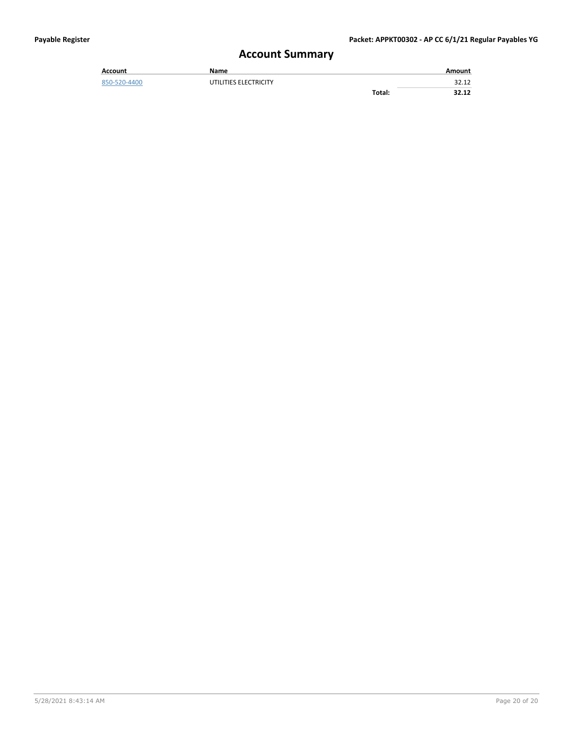# Account Summary

| Account | Name | | Amount |
|---|---|---|---|
| 850-520-4400 | UTILITIES ELECTRICITY | | 32.12 |
| | | **Total:** | **32.12** |